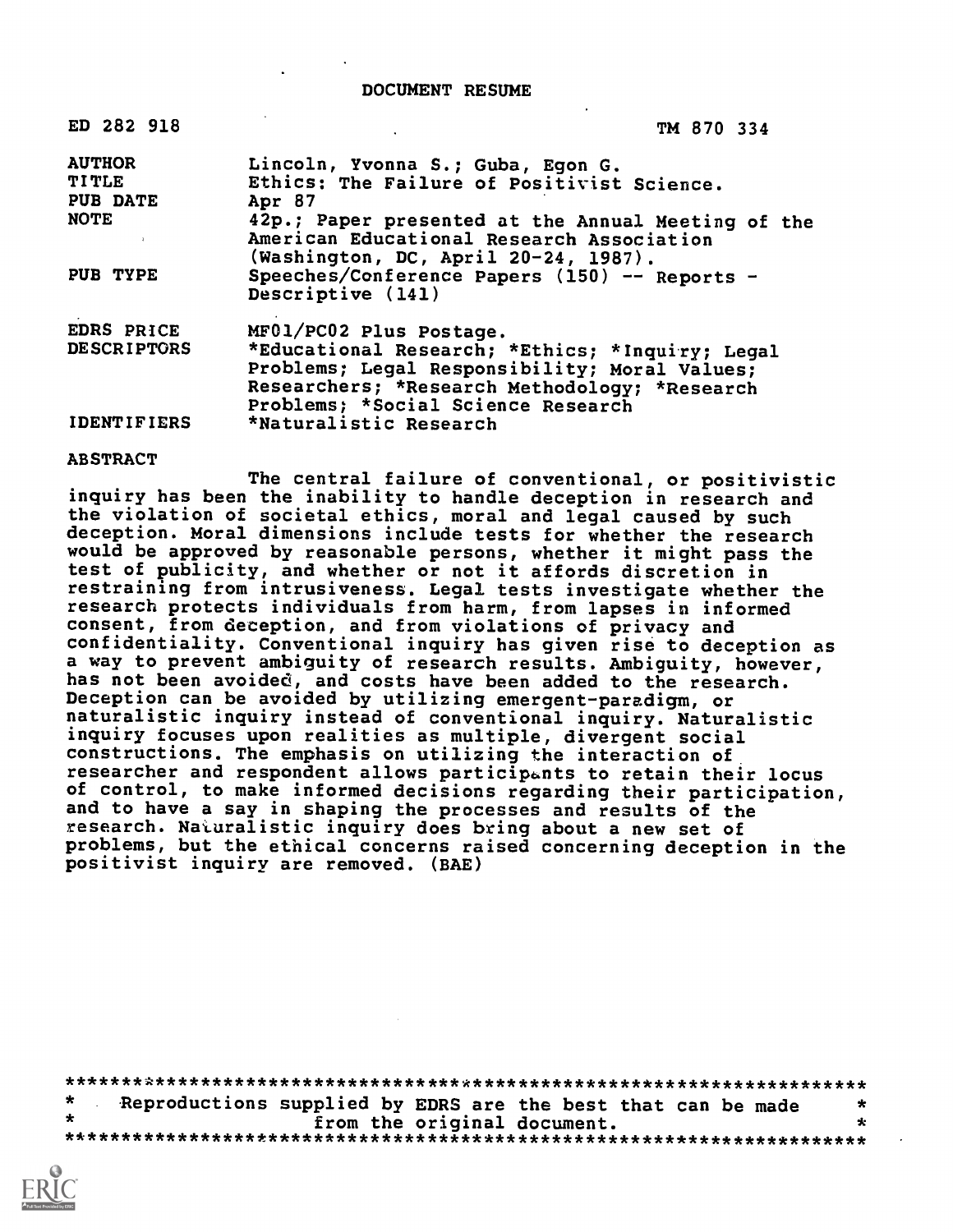# DOCUMENT RESUME

| | |
|---|---|
| ED 282 918 | TM 870 334 |
| AUTHOR | Lincoln, Yvonna S.; Guba, Egon G. |
| TITLE | Ethics: The Failure of Positivist Science. |
| PUB DATE | Apr 87 |
| NOTE | 42p.; Paper presented at the Annual Meeting of the American Educational Research Association (Washington, DC, April 20-24, 1987). |
| PUB TYPE | Speeches/Conference Papers (150) -- Reports - Descriptive (141) |
| EDRS PRICE | MF01/PC02 Plus Postage. |
| DESCRIPTORS | *Educational Research; *Ethics; *Inquiry; Legal Problems; Legal Responsibility; Moral Values; Researchers; *Research Methodology; *Research Problems; *Social Science Research |
| IDENTIFIERS | *Naturalistic Research |

## ABSTRACT

The central failure of conventional, or positivistic inquiry has been the inability to handle deception in research and the violation of societal ethics, moral and legal caused by such deception. Moral dimensions include tests for whether the research would be approved by reasonable persons, whether it might pass the test of publicity, and whether or not it affords discretion in restraining from intrusiveness. Legal tests investigate whether the research protects individuals from harm, from lapses in informed consent, from deception, and from violations of privacy and confidentiality. Conventional inquiry has given rise to deception as a way to prevent ambiguity of research results. Ambiguity, however, has not been avoided, and costs have been added to the research. Deception can be avoided by utilizing emergent-paradigm, or naturalistic inquiry instead of conventional inquiry. Naturalistic inquiry focuses upon realities as multiple, divergent social constructions. The emphasis on utilizing the interaction of researcher and respondent allows participants to retain their locus of control, to make informed decisions regarding their participation, and to have a say in shaping the processes and results of the research. Naturalistic inquiry does bring about a new set of problems, but the ethical concerns raised concerning deception in the positivist inquiry are removed. (BAE)

***********************************************************************
* Reproductions supplied by EDRS are the best that can be made *
* from the original document. *
***********************************************************************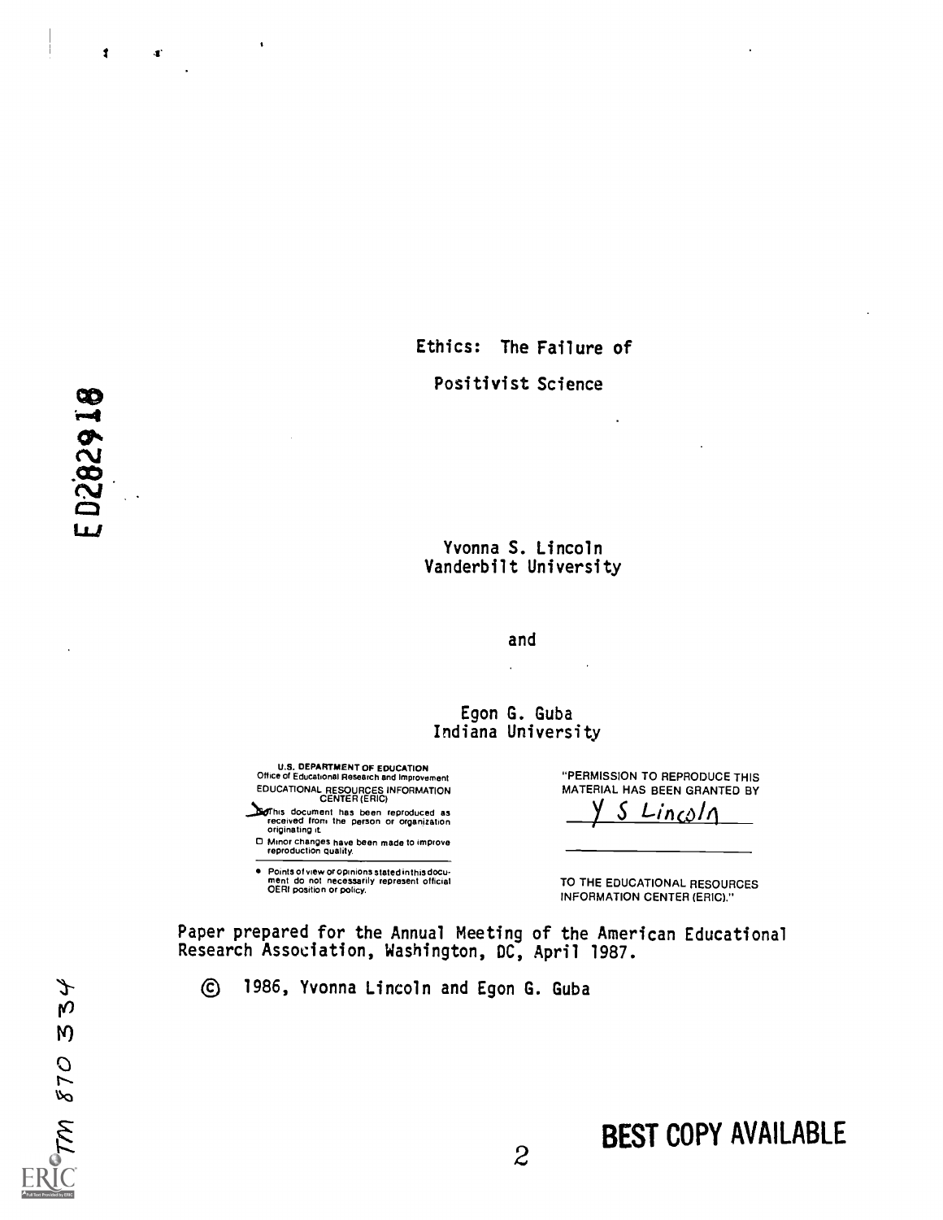# Ethics: The Failure of Positivist Science

Yvonna S. Lincoln
Vanderbilt University

and

Egon G. Guba
Indiana University

U.S. DEPARTMENT OF EDUCATION
Office of Educational Research and Improvement
EDUCATIONAL RESOURCES INFORMATION CENTER (ERIC)

- This document has been reproduced as received from the person or organization originating it.
- Minor changes have been made to improve reproduction quality.
- Points of view or opinions stated in this document do not necessarily represent official OERI position or policy.

"PERMISSION TO REPRODUCE THIS MATERIAL HAS BEEN GRANTED BY Y S Lincoln TO THE EDUCATIONAL RESOURCES INFORMATION CENTER (ERIC)."

Paper prepared for the Annual Meeting of the American Educational Research Association, Washington, DC, April 1987.

© 1986, Yvonna Lincoln and Egon G. Guba

ED282918

TM 870 334

BEST COPY AVAILABLE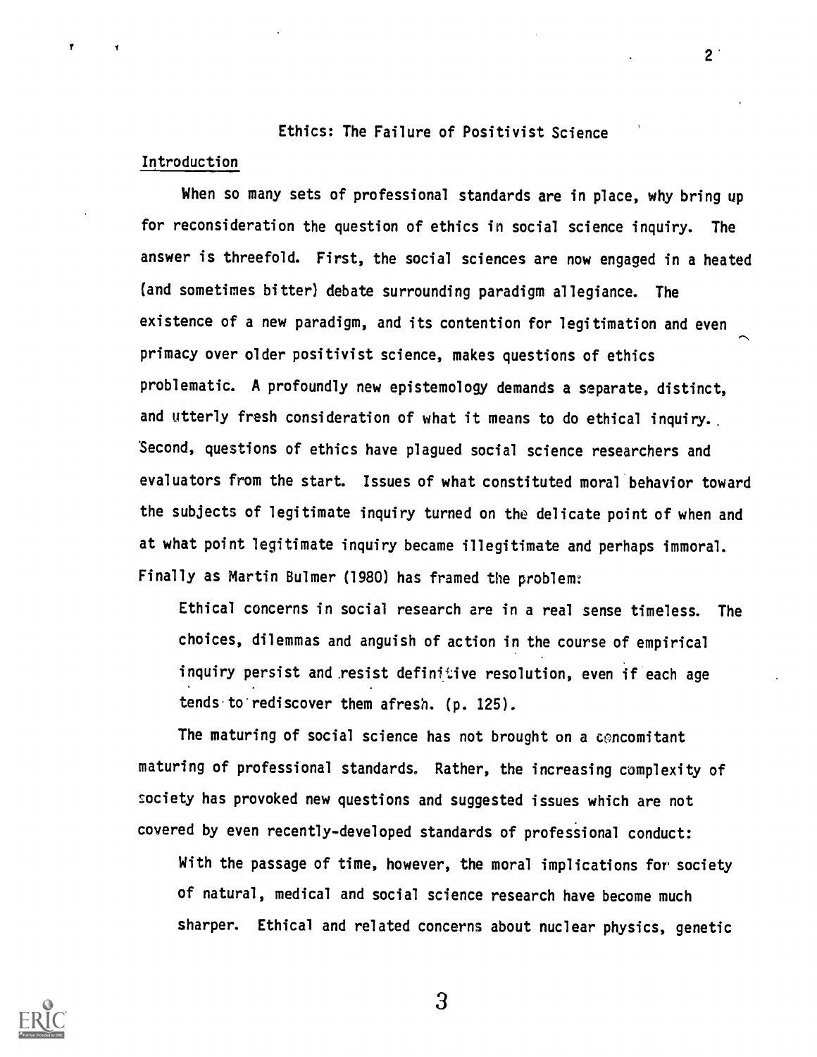# Ethics: The Failure of Positivist Science

## Introduction

When so many sets of professional standards are in place, why bring up for reconsideration the question of ethics in social science inquiry. The answer is threefold. First, the social sciences are now engaged in a heated (and sometimes bitter) debate surrounding paradigm allegiance. The existence of a new paradigm, and its contention for legitimation and even primacy over older positivist science, makes questions of ethics problematic. A profoundly new epistemology demands a separate, distinct, and utterly fresh consideration of what it means to do ethical inquiry. Second, questions of ethics have plagued social science researchers and evaluators from the start. Issues of what constituted moral behavior toward the subjects of legitimate inquiry turned on the delicate point of when and at what point legitimate inquiry became illegitimate and perhaps immoral. Finally as Martin Bulmer (1980) has framed the problem:

> Ethical concerns in social research are in a real sense timeless. The choices, dilemmas and anguish of action in the course of empirical inquiry persist and resist definitive resolution, even if each age tends to rediscover them afresh. (p. 125).

The maturing of social science has not brought on a concomitant maturing of professional standards. Rather, the increasing complexity of society has provoked new questions and suggested issues which are not covered by even recently-developed standards of professional conduct:

> With the passage of time, however, the moral implications for society of natural, medical and social science research have become much sharper. Ethical and related concerns about nuclear physics, genetic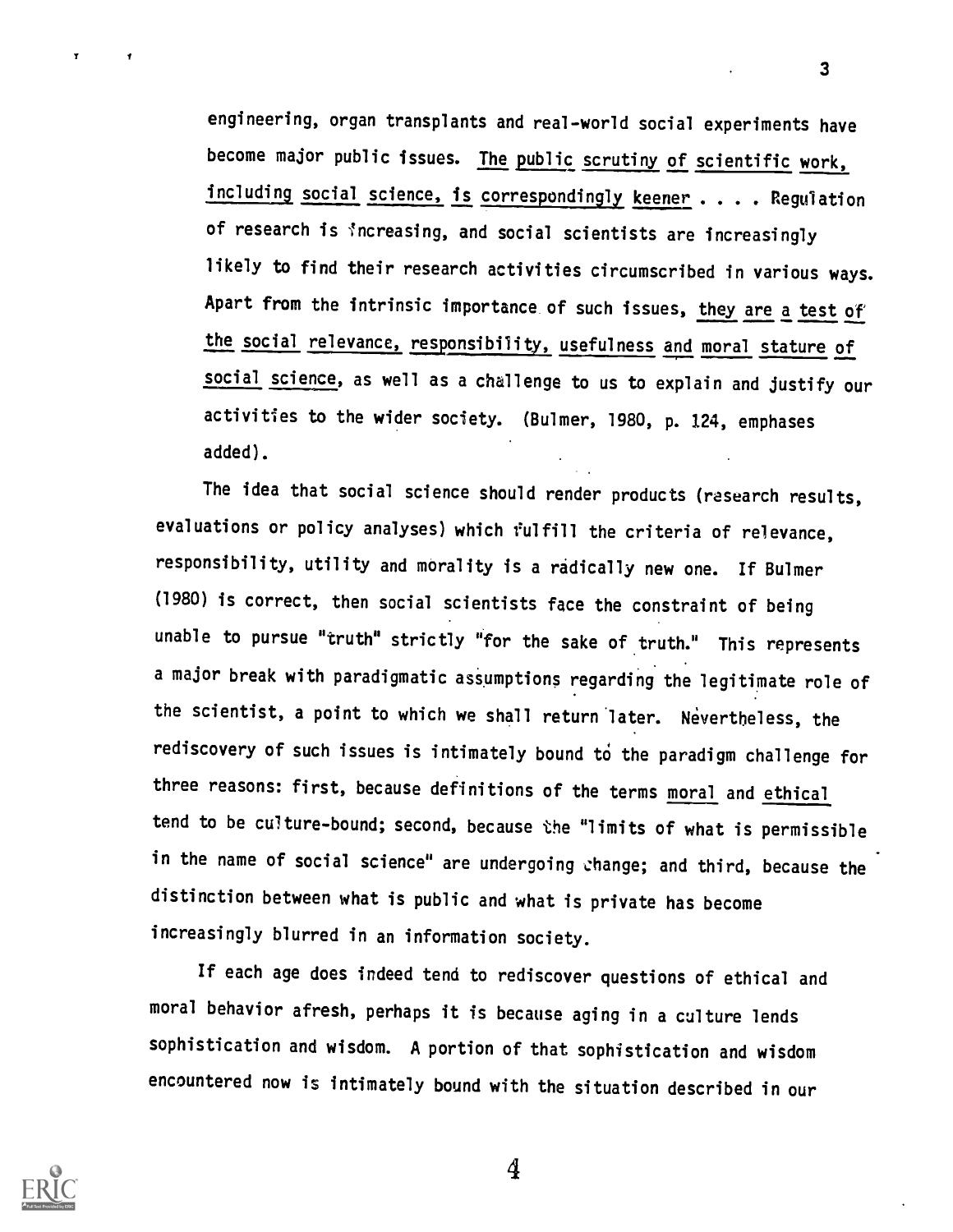engineering, organ transplants and real-world social experiments have become major public issues. <u>The public scrutiny of scientific work, including social science, is correspondingly keener</u> . . . . Regulation of research is increasing, and social scientists are increasingly likely to find their research activities circumscribed in various ways. Apart from the intrinsic importance of such issues, <u>they are a test of the social relevance, responsibility, usefulness and moral stature of social science</u>, as well as a challenge to us to explain and justify our activities to the wider society. (Bulmer, 1980, p. 124, emphases added).

The idea that social science should render products (research results, evaluations or policy analyses) which fulfill the criteria of relevance, responsibility, utility and morality is a radically new one. If Bulmer (1980) is correct, then social scientists face the constraint of being unable to pursue "truth" strictly "for the sake of truth." This represents a major break with paradigmatic assumptions regarding the legitimate role of the scientist, a point to which we shall return later. Nevertheless, the rediscovery of such issues is intimately bound to the paradigm challenge for three reasons: first, because definitions of the terms <u>moral</u> and <u>ethical</u> tend to be culture-bound; second, because the "limits of what is permissible in the name of social science" are undergoing change; and third, because the distinction between what is public and what is private has become increasingly blurred in an information society.

If each age does indeed tend to rediscover questions of ethical and moral behavior afresh, perhaps it is because aging in a culture lends sophistication and wisdom. A portion of that sophistication and wisdom encountered now is intimately bound with the situation described in our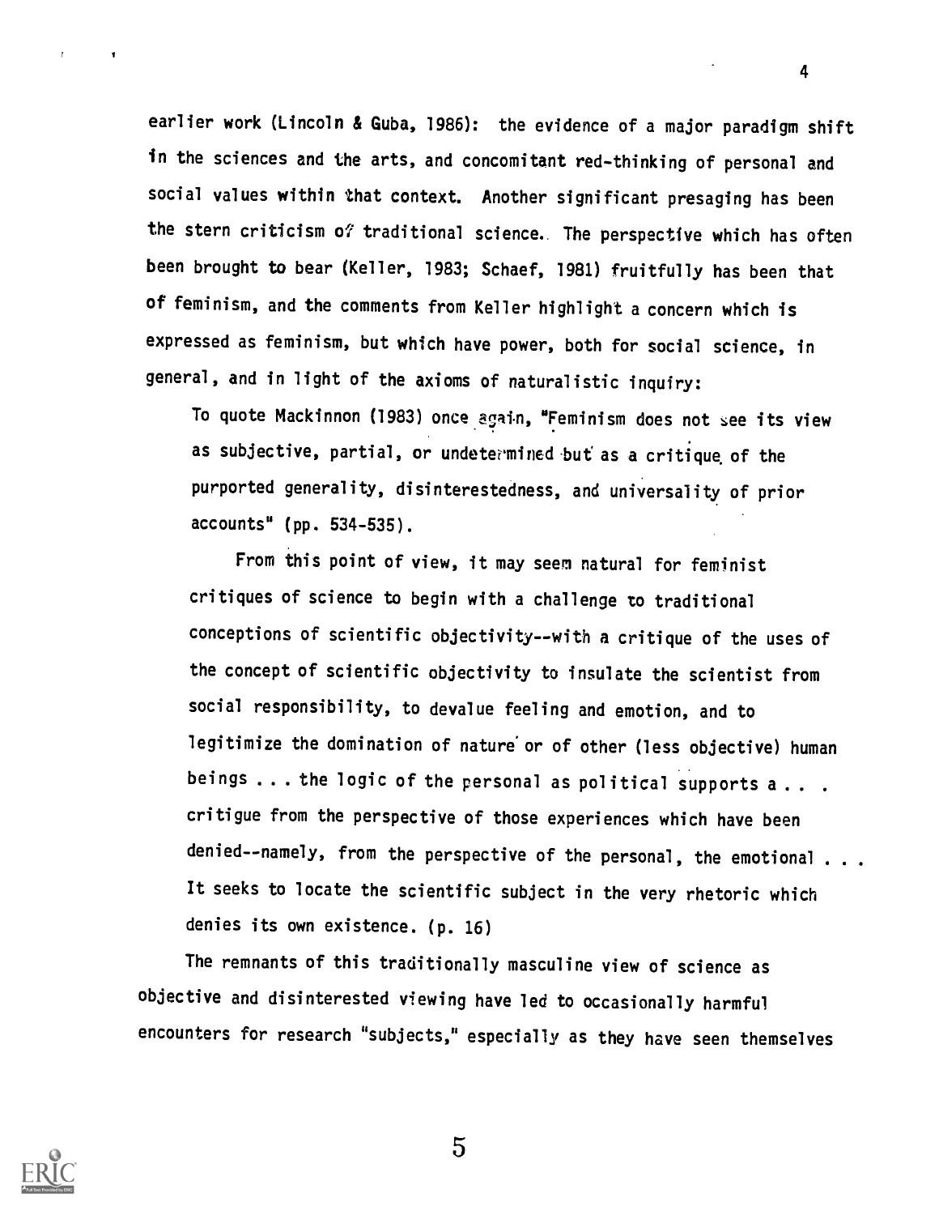earlier work (Lincoln & Guba, 1986): the evidence of a major paradigm shift in the sciences and the arts, and concomitant red-thinking of personal and social values within that context. Another significant presaging has been the stern criticism of traditional science. The perspective which has often been brought to bear (Keller, 1983; Schaef, 1981) fruitfully has been that of feminism, and the comments from Keller highlight a concern which is expressed as feminism, but which have power, both for social science, in general, and in light of the axioms of naturalistic inquiry:

> To quote Mackinnon (1983) once again, "Feminism does not see its view as subjective, partial, or undetermined but as a critique of the purported generality, disinterestedness, and universality of prior accounts" (pp. 534-535).
>
> From this point of view, it may seem natural for feminist critiques of science to begin with a challenge to traditional conceptions of scientific objectivity--with a critique of the uses of the concept of scientific objectivity to insulate the scientist from social responsibility, to devalue feeling and emotion, and to legitimize the domination of nature or of other (less objective) human beings . . . the logic of the personal as political supports a . . . critique from the perspective of those experiences which have been denied--namely, from the perspective of the personal, the emotional . . . It seeks to locate the scientific subject in the very rhetoric which denies its own existence. (p. 16)

The remnants of this traditionally masculine view of science as objective and disinterested viewing have led to occasionally harmful encounters for research "subjects," especially as they have seen themselves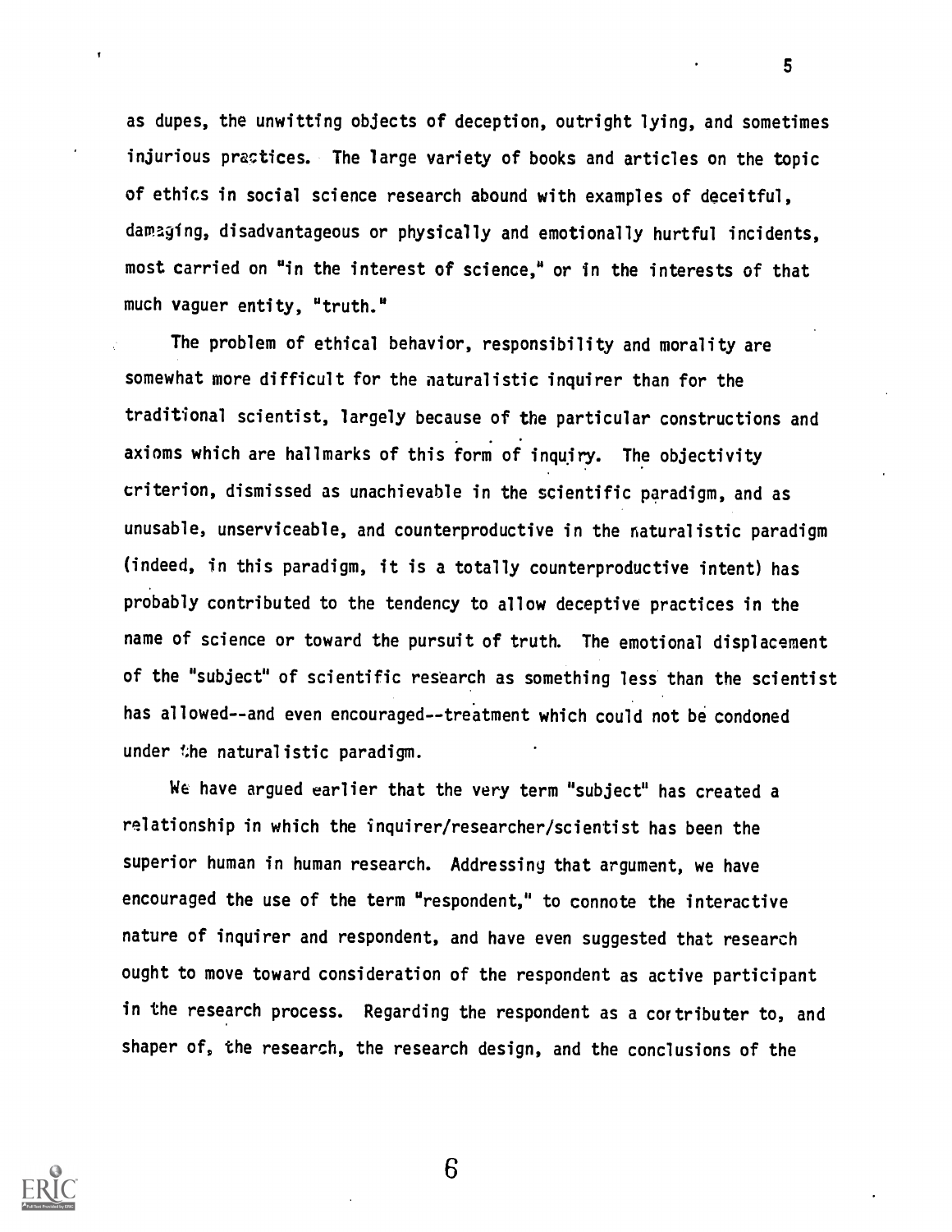as dupes, the unwitting objects of deception, outright lying, and sometimes injurious practices. The large variety of books and articles on the topic of ethics in social science research abound with examples of deceitful, damaging, disadvantageous or physically and emotionally hurtful incidents, most carried on "in the interest of science," or in the interests of that much vaguer entity, "truth."

The problem of ethical behavior, responsibility and morality are somewhat more difficult for the naturalistic inquirer than for the traditional scientist, largely because of the particular constructions and axioms which are hallmarks of this form of inquiry. The objectivity criterion, dismissed as unachievable in the scientific paradigm, and as unusable, unserviceable, and counterproductive in the naturalistic paradigm (indeed, in this paradigm, it is a totally counterproductive intent) has probably contributed to the tendency to allow deceptive practices in the name of science or toward the pursuit of truth. The emotional displacement of the "subject" of scientific research as something less than the scientist has allowed--and even encouraged--treatment which could not be condoned under the naturalistic paradigm.

We have argued earlier that the very term "subject" has created a relationship in which the inquirer/researcher/scientist has been the superior human in human research. Addressing that argument, we have encouraged the use of the term "respondent," to connote the interactive nature of inquirer and respondent, and have even suggested that research ought to move toward consideration of the respondent as active participant in the research process. Regarding the respondent as a contributer to, and shaper of, the research, the research design, and the conclusions of the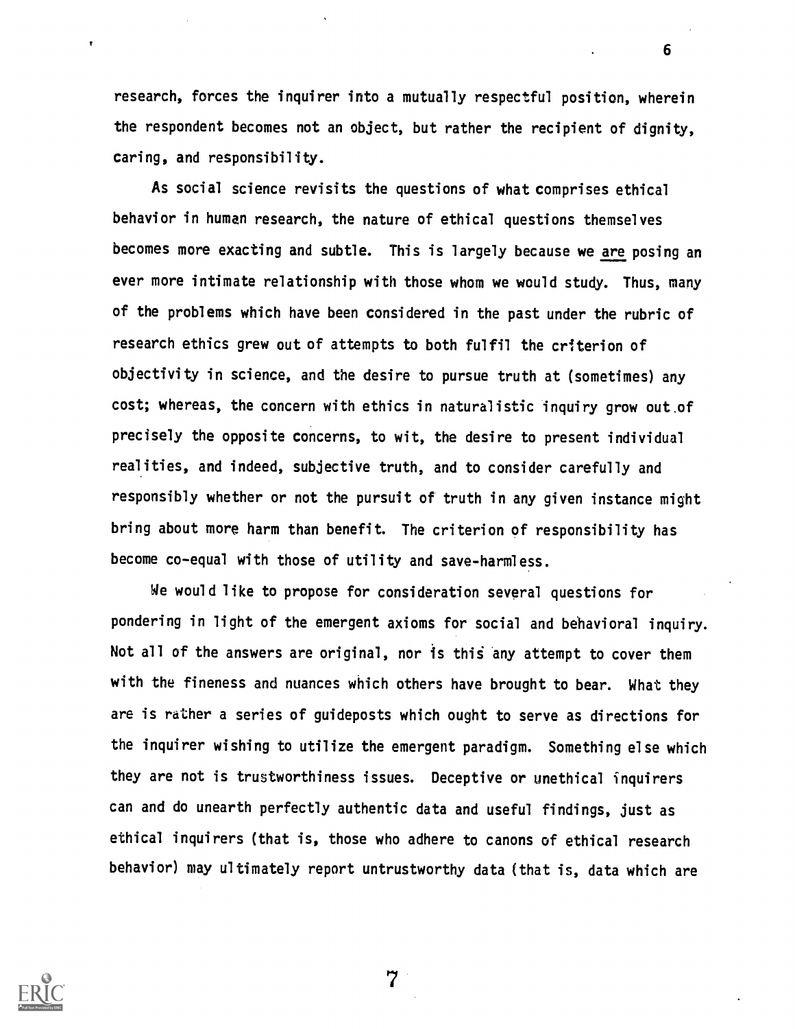research, forces the inquirer into a mutually respectful position, wherein the respondent becomes not an object, but rather the recipient of dignity, caring, and responsibility.

As social science revisits the questions of what comprises ethical behavior in human research, the nature of ethical questions themselves becomes more exacting and subtle. This is largely because we <u>are</u> posing an ever more intimate relationship with those whom we would study. Thus, many of the problems which have been considered in the past under the rubric of research ethics grew out of attempts to both fulfil the criterion of objectivity in science, and the desire to pursue truth at (sometimes) any cost; whereas, the concern with ethics in naturalistic inquiry grow out of precisely the opposite concerns, to wit, the desire to present individual realities, and indeed, subjective truth, and to consider carefully and responsibly whether or not the pursuit of truth in any given instance might bring about more harm than benefit. The criterion of responsibility has become co-equal with those of utility and save-harmless.

We would like to propose for consideration several questions for pondering in light of the emergent axioms for social and behavioral inquiry. Not all of the answers are original, nor is this any attempt to cover them with the fineness and nuances which others have brought to bear. What they are is rather a series of guideposts which ought to serve as directions for the inquirer wishing to utilize the emergent paradigm. Something else which they are not is trustworthiness issues. Deceptive or unethical inquirers can and do unearth perfectly authentic data and useful findings, just as ethical inquirers (that is, those who adhere to canons of ethical research behavior) may ultimately report untrustworthy data (that is, data which are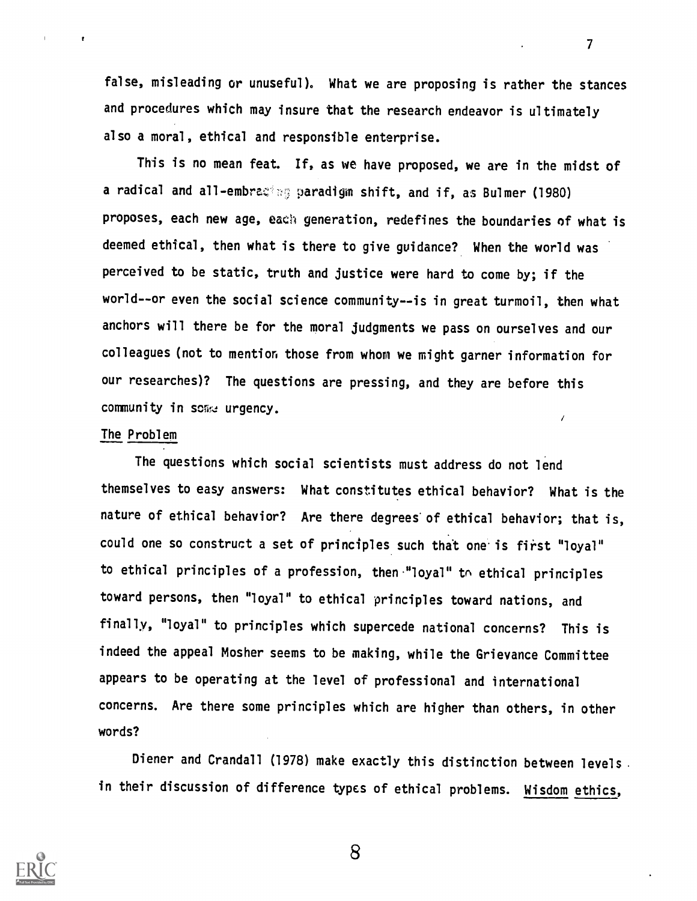false, misleading or unuseful). What we are proposing is rather the stances and procedures which may insure that the research endeavor is ultimately also a moral, ethical and responsible enterprise.

This is no mean feat. If, as we have proposed, we are in the midst of a radical and all-embracing paradigm shift, and if, as Bulmer (1980) proposes, each new age, each generation, redefines the boundaries of what is deemed ethical, then what is there to give guidance? When the world was perceived to be static, truth and justice were hard to come by; if the world--or even the social science community--is in great turmoil, then what anchors will there be for the moral judgments we pass on ourselves and our colleagues (not to mention those from whom we might garner information for our researches)? The questions are pressing, and they are before this community in some urgency.

## The Problem

The questions which social scientists must address do not lend themselves to easy answers: What constitutes ethical behavior? What is the nature of ethical behavior? Are there degrees of ethical behavior; that is, could one so construct a set of principles such that one is first "loyal" to ethical principles of a profession, then "loyal" to ethical principles toward persons, then "loyal" to ethical principles toward nations, and finally, "loyal" to principles which supercede national concerns? This is indeed the appeal Mosher seems to be making, while the Grievance Committee appears to be operating at the level of professional and international concerns. Are there some principles which are higher than others, in other words?

Diener and Crandall (1978) make exactly this distinction between levels in their discussion of difference types of ethical problems. Wisdom ethics,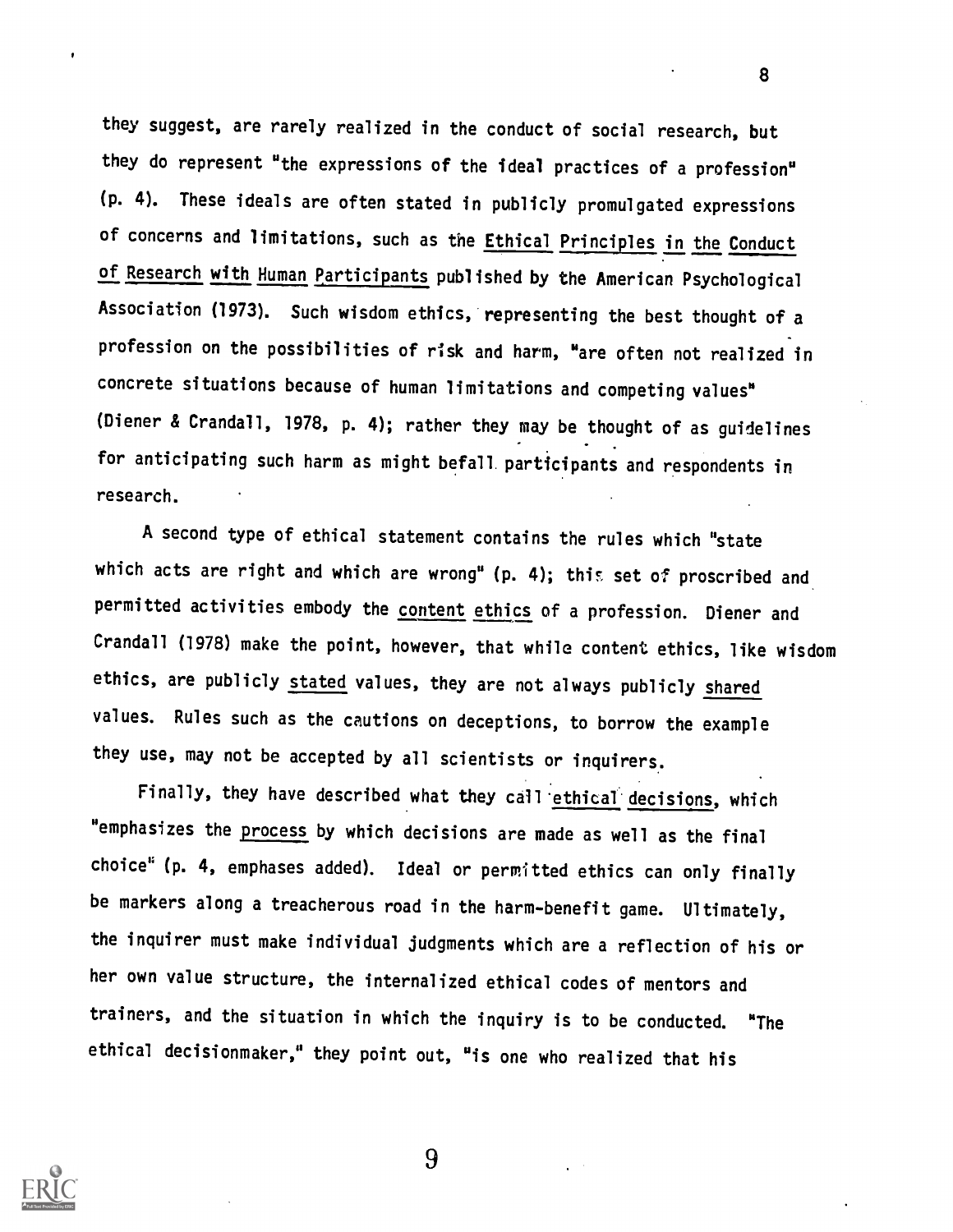they suggest, are rarely realized in the conduct of social research, but they do represent "the expressions of the ideal practices of a profession" (p. 4). These ideals are often stated in publicly promulgated expressions of concerns and limitations, such as the Ethical Principles in the Conduct of Research with Human Participants published by the American Psychological Association (1973). Such wisdom ethics, representing the best thought of a profession on the possibilities of risk and harm, "are often not realized in concrete situations because of human limitations and competing values" (Diener & Crandall, 1978, p. 4); rather they may be thought of as guidelines for anticipating such harm as might befall participants and respondents in research.

A second type of ethical statement contains the rules which "state which acts are right and which are wrong" (p. 4); this set of proscribed and permitted activities embody the content ethics of a profession. Diener and Crandall (1978) make the point, however, that while content ethics, like wisdom ethics, are publicly stated values, they are not always publicly shared values. Rules such as the cautions on deceptions, to borrow the example they use, may not be accepted by all scientists or inquirers.

Finally, they have described what they call ethical decisions, which "emphasizes the process by which decisions are made as well as the final choice" (p. 4, emphases added). Ideal or permitted ethics can only finally be markers along a treacherous road in the harm-benefit game. Ultimately, the inquirer must make individual judgments which are a reflection of his or her own value structure, the internalized ethical codes of mentors and trainers, and the situation in which the inquiry is to be conducted. "The ethical decisionmaker," they point out, "is one who realized that his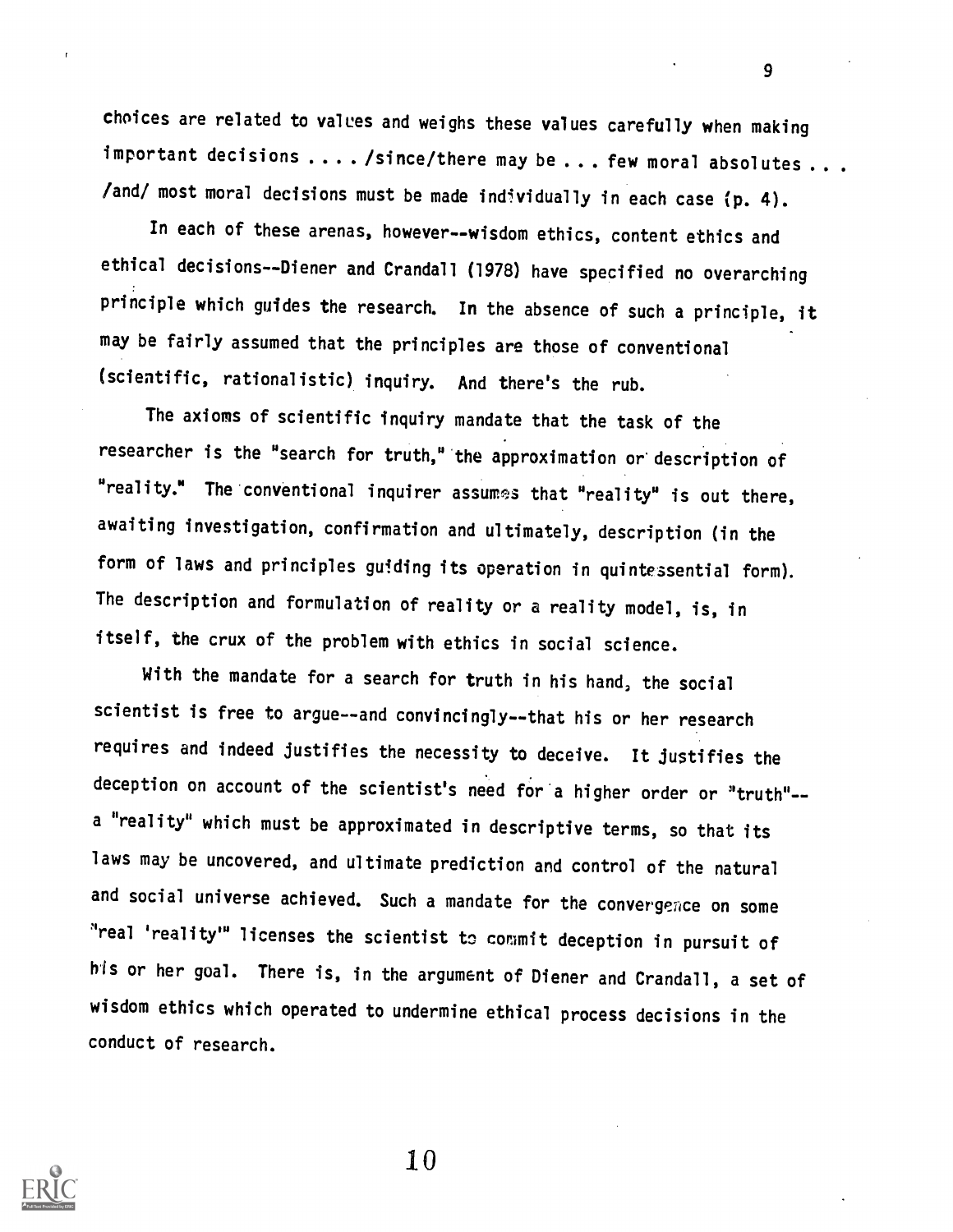choices are related to values and weighs these values carefully when making important decisions . . . . /since/there may be . . . few moral absolutes . . . /and/ most moral decisions must be made individually in each case (p. 4).

In each of these arenas, however--wisdom ethics, content ethics and ethical decisions--Diener and Crandall (1978) have specified no overarching principle which guides the research. In the absence of such a principle, it may be fairly assumed that the principles are those of conventional (scientific, rationalistic) inquiry. And there's the rub.

The axioms of scientific inquiry mandate that the task of the researcher is the "search for truth," the approximation or description of "reality." The conventional inquirer assumes that "reality" is out there, awaiting investigation, confirmation and ultimately, description (in the form of laws and principles guiding its operation in quintessential form). The description and formulation of reality or a reality model, is, in itself, the crux of the problem with ethics in social science.

With the mandate for a search for truth in his hand, the social scientist is free to argue--and convincingly--that his or her research requires and indeed justifies the necessity to deceive. It justifies the deception on account of the scientist's need for a higher order or "truth"--a "reality" which must be approximated in descriptive terms, so that its laws may be uncovered, and ultimate prediction and control of the natural and social universe achieved. Such a mandate for the convergence on some "real 'reality'" licenses the scientist to commit deception in pursuit of his or her goal. There is, in the argument of Diener and Crandall, a set of wisdom ethics which operated to undermine ethical process decisions in the conduct of research.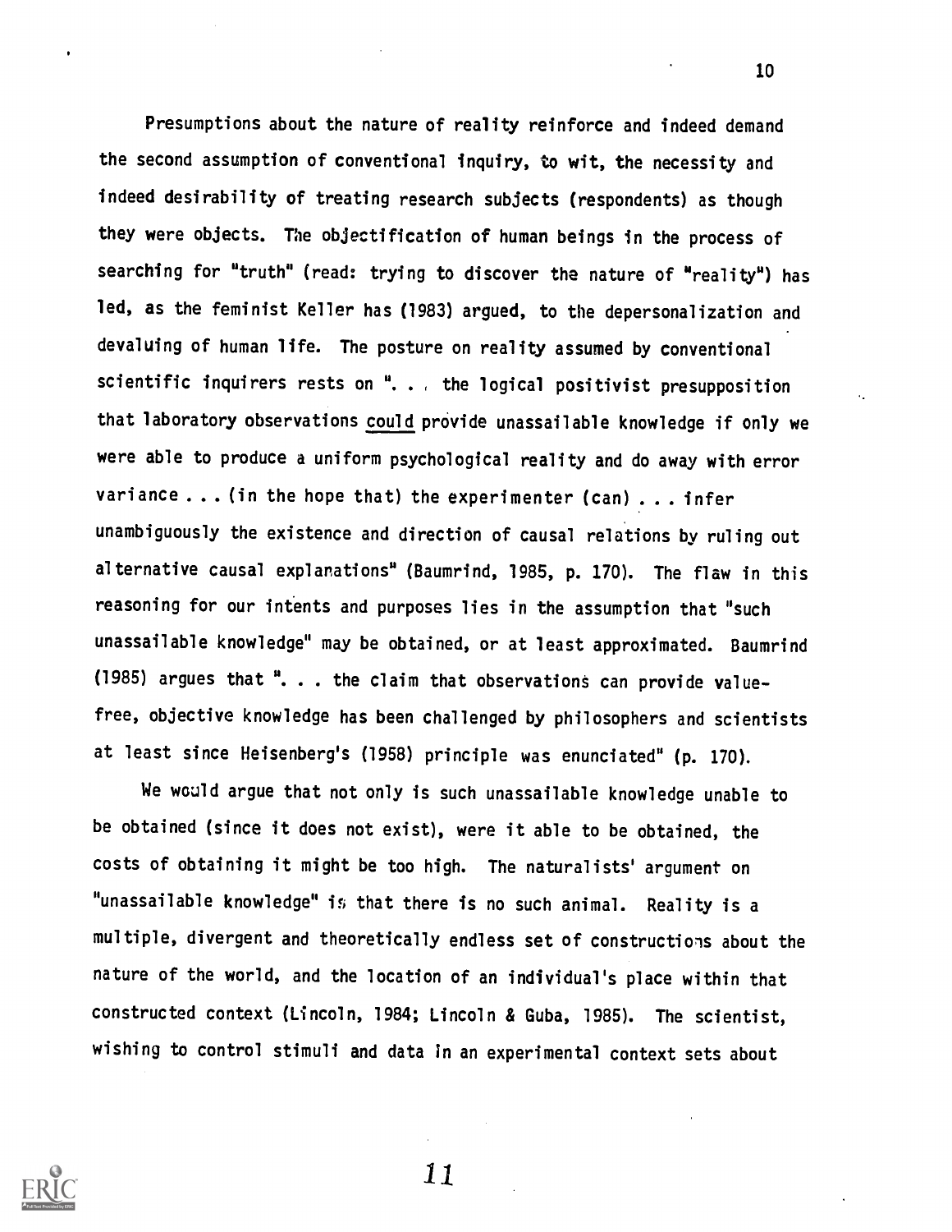Presumptions about the nature of reality reinforce and indeed demand the second assumption of conventional inquiry, to wit, the necessity and indeed desirability of treating research subjects (respondents) as though they were objects. The objectification of human beings in the process of searching for "truth" (read: trying to discover the nature of "reality") has led, as the feminist Keller has (1983) argued, to the depersonalization and devaluing of human life. The posture on reality assumed by conventional scientific inquirers rests on ". . . the logical positivist presupposition that laboratory observations could provide unassailable knowledge if only we were able to produce a uniform psychological reality and do away with error variance . . . (in the hope that) the experimenter (can) . . . infer unambiguously the existence and direction of causal relations by ruling out alternative causal explanations" (Baumrind, 1985, p. 170). The flaw in this reasoning for our intents and purposes lies in the assumption that "such unassailable knowledge" may be obtained, or at least approximated. Baumrind (1985) argues that ". . . the claim that observations can provide value-free, objective knowledge has been challenged by philosophers and scientists at least since Heisenberg's (1958) principle was enunciated" (p. 170).

We would argue that not only is such unassailable knowledge unable to be obtained (since it does not exist), were it able to be obtained, the costs of obtaining it might be too high. The naturalists' argument on "unassailable knowledge" is that there is no such animal. Reality is a multiple, divergent and theoretically endless set of constructions about the nature of the world, and the location of an individual's place within that constructed context (Lincoln, 1984; Lincoln & Guba, 1985). The scientist, wishing to control stimuli and data in an experimental context sets about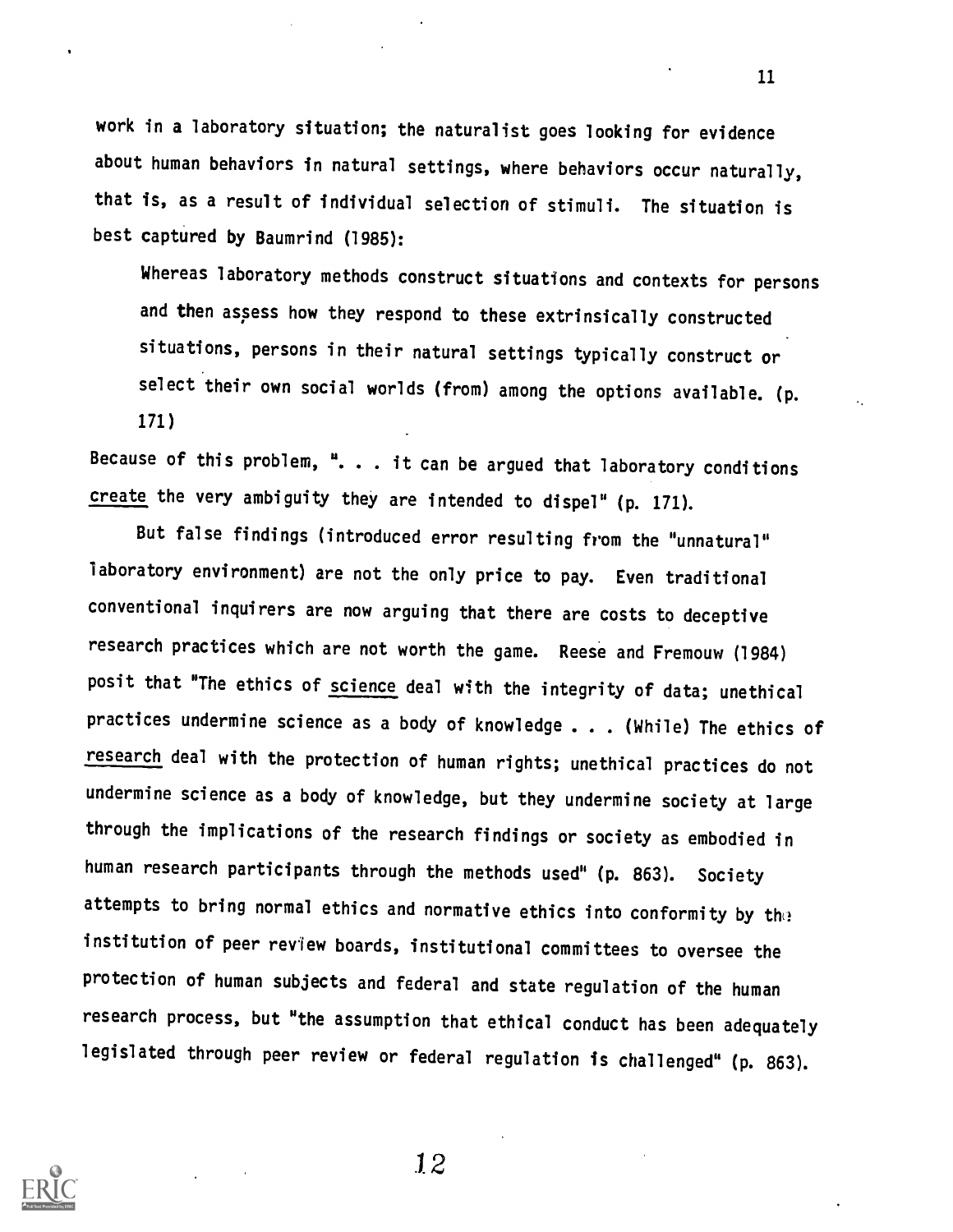work in a laboratory situation; the naturalist goes looking for evidence about human behaviors in natural settings, where behaviors occur naturally, that is, as a result of individual selection of stimuli. The situation is best captured by Baumrind (1985):

> Whereas laboratory methods construct situations and contexts for persons and then assess how they respond to these extrinsically constructed situations, persons in their natural settings typically construct or select their own social worlds (from) among the options available. (p. 171)

Because of this problem, ". . . it can be argued that laboratory conditions create the very ambiguity they are intended to dispel" (p. 171).

But false findings (introduced error resulting from the "unnatural" laboratory environment) are not the only price to pay. Even traditional conventional inquirers are now arguing that there are costs to deceptive research practices which are not worth the game. Reese and Fremouw (1984) posit that "The ethics of science deal with the integrity of data; unethical practices undermine science as a body of knowledge . . . (While) The ethics of research deal with the protection of human rights; unethical practices do not undermine science as a body of knowledge, but they undermine society at large through the implications of the research findings or society as embodied in human research participants through the methods used" (p. 863). Society attempts to bring normal ethics and normative ethics into conformity by the institution of peer review boards, institutional committees to oversee the protection of human subjects and federal and state regulation of the human research process, but "the assumption that ethical conduct has been adequately legislated through peer review or federal regulation is challenged" (p. 863).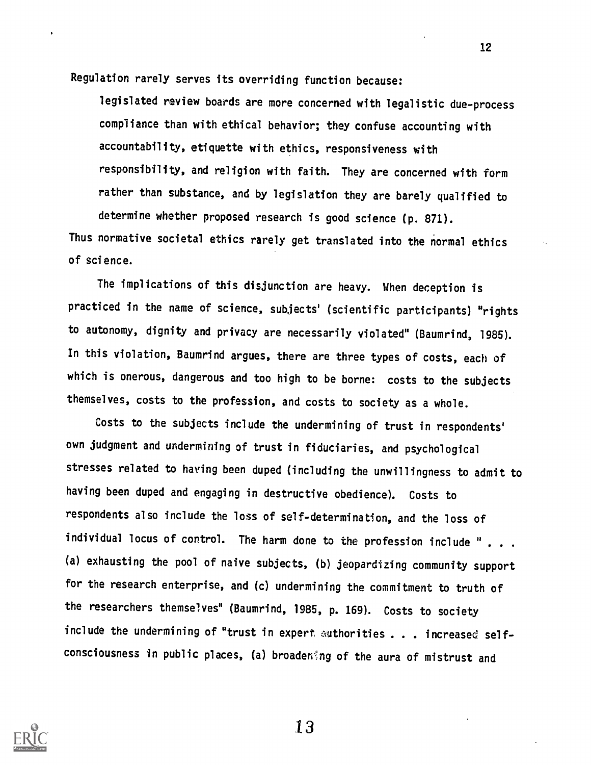Regulation rarely serves its overriding function because:

> legislated review boards are more concerned with legalistic due-process compliance than with ethical behavior; they confuse accounting with accountability, etiquette with ethics, responsiveness with responsibility, and religion with faith. They are concerned with form rather than substance, and by legislation they are barely qualified to determine whether proposed research is good science (p. 871).

Thus normative societal ethics rarely get translated into the normal ethics of science.

The implications of this disjunction are heavy. When deception is practiced in the name of science, subjects' (scientific participants) "rights to autonomy, dignity and privacy are necessarily violated" (Baumrind, 1985). In this violation, Baumrind argues, there are three types of costs, each of which is onerous, dangerous and too high to be borne: costs to the subjects themselves, costs to the profession, and costs to society as a whole.

Costs to the subjects include the undermining of trust in respondents' own judgment and undermining of trust in fiduciaries, and psychological stresses related to having been duped (including the unwillingness to admit to having been duped and engaging in destructive obedience). Costs to respondents also include the loss of self-determination, and the loss of individual locus of control. The harm done to the profession include " . . . (a) exhausting the pool of naive subjects, (b) jeopardizing community support for the research enterprise, and (c) undermining the commitment to truth of the researchers themselves" (Baumrind, 1985, p. 169). Costs to society include the undermining of "trust in expert authorities . . . increased self-consciousness in public places, (a) broadening of the aura of mistrust and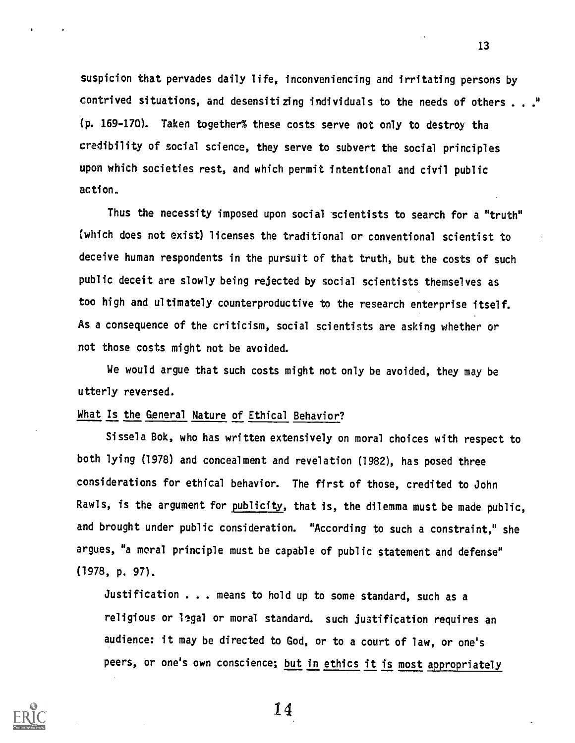suspicion that pervades daily life, inconveniencing and irritating persons by contrived situations, and desensitizing individuals to the needs of others . . ." (p. 169-170). Taken together% these costs serve not only to destroy tha credibility of social science, they serve to subvert the social principles upon which societies rest, and which permit intentional and civil public action.

Thus the necessity imposed upon social scientists to search for a "truth" (which does not exist) licenses the traditional or conventional scientist to deceive human respondents in the pursuit of that truth, but the costs of such public deceit are slowly being rejected by social scientists themselves as too high and ultimately counterproductive to the research enterprise itself. As a consequence of the criticism, social scientists are asking whether or not those costs might not be avoided.

We would argue that such costs might not only be avoided, they may be utterly reversed.

## What Is the General Nature of Ethical Behavior?

Sissela Bok, who has written extensively on moral choices with respect to both lying (1978) and concealment and revelation (1982), has posed three considerations for ethical behavior. The first of those, credited to John Rawls, is the argument for publicity, that is, the dilemma must be made public, and brought under public consideration. "According to such a constraint," she argues, "a moral principle must be capable of public statement and defense" (1978, p. 97).

> Justification . . . means to hold up to some standard, such as a religious or legal or moral standard. such justification requires an audience: it may be directed to God, or to a court of law, or one's peers, or one's own conscience; but in ethics it is most appropriately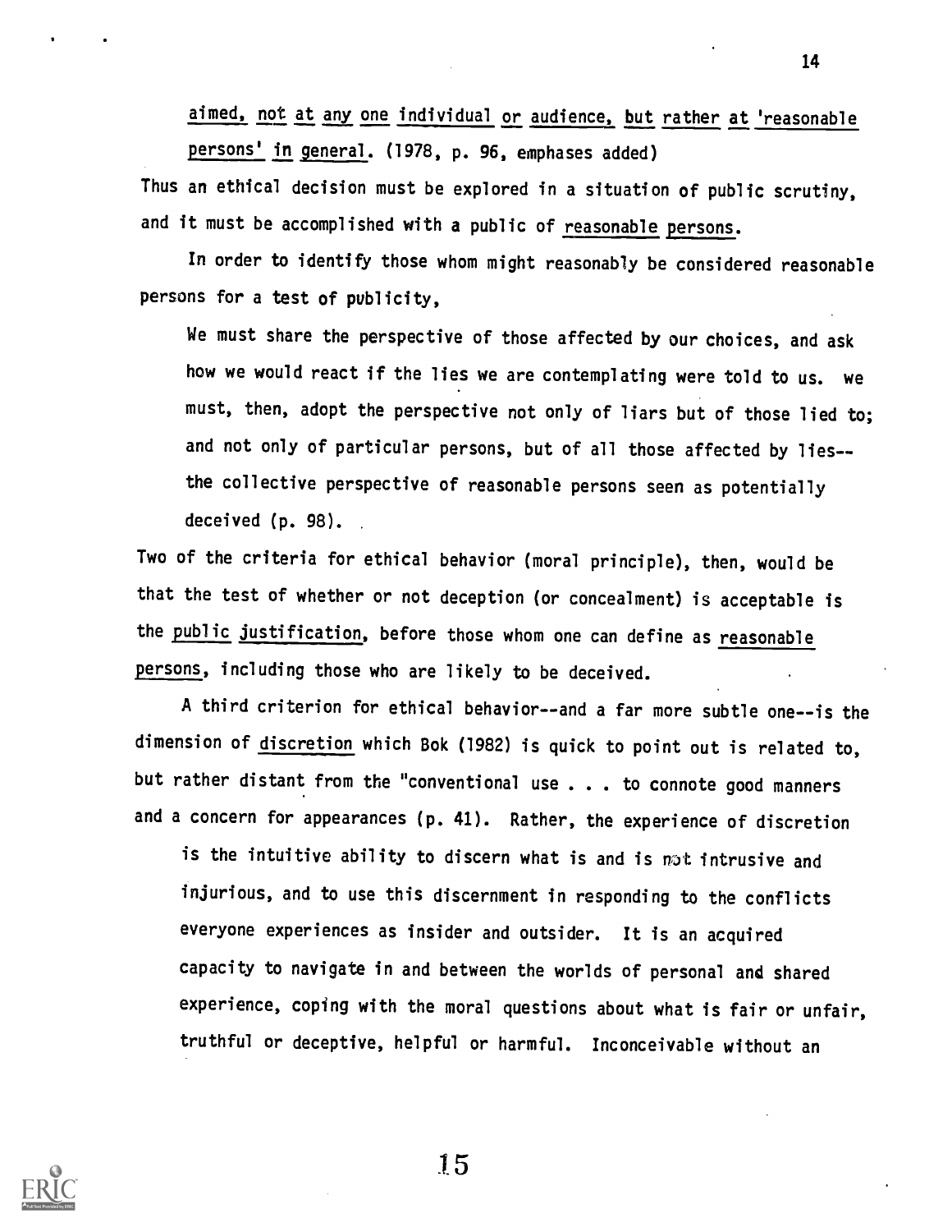aimed, not at any one individual or audience, but rather at 'reasonable persons' in general. (1978, p. 96, emphases added)

Thus an ethical decision must be explored in a situation of public scrutiny, and it must be accomplished with a public of reasonable persons.

In order to identify those whom might reasonably be considered reasonable persons for a test of publicity,

> We must share the perspective of those affected by our choices, and ask how we would react if the lies we are contemplating were told to us. we must, then, adopt the perspective not only of liars but of those lied to; and not only of particular persons, but of all those affected by lies--the collective perspective of reasonable persons seen as potentially deceived (p. 98).

Two of the criteria for ethical behavior (moral principle), then, would be that the test of whether or not deception (or concealment) is acceptable is the public justification, before those whom one can define as reasonable persons, including those who are likely to be deceived.

A third criterion for ethical behavior--and a far more subtle one--is the dimension of discretion which Bok (1982) is quick to point out is related to, but rather distant from the "conventional use . . . to connote good manners and a concern for appearances (p. 41). Rather, the experience of discretion

> is the intuitive ability to discern what is and is not intrusive and injurious, and to use this discernment in responding to the conflicts everyone experiences as insider and outsider. It is an acquired capacity to navigate in and between the worlds of personal and shared experience, coping with the moral questions about what is fair or unfair, truthful or deceptive, helpful or harmful. Inconceivable without an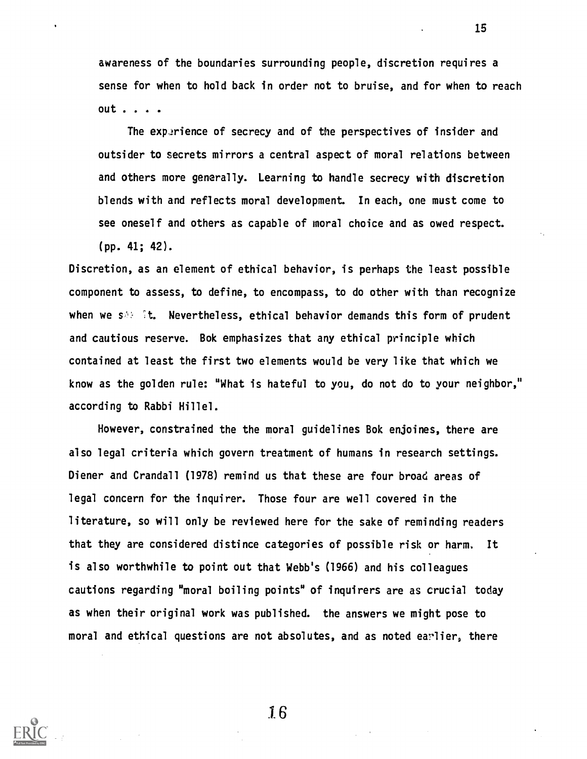> awareness of the boundaries surrounding people, discretion requires a sense for when to hold back in order not to bruise, and for when to reach out . . . .
>
> The experience of secrecy and of the perspectives of insider and outsider to secrets mirrors a central aspect of moral relations between and others more generally. Learning to handle secrecy with discretion blends with and reflects moral development. In each, one must come to see oneself and others as capable of moral choice and as owed respect. (pp. 41; 42).

Discretion, as an element of ethical behavior, is perhaps the least possible component to assess, to define, to encompass, to do other with than recognize when we see it. Nevertheless, ethical behavior demands this form of prudent and cautious reserve. Bok emphasizes that any ethical principle which contained at least the first two elements would be very like that which we know as the golden rule: "What is hateful to you, do not do to your neighbor," according to Rabbi Hillel.

However, constrained the the moral guidelines Bok enjoines, there are also legal criteria which govern treatment of humans in research settings. Diener and Crandall (1978) remind us that these are four broad areas of legal concern for the inquirer. Those four are well covered in the literature, so will only be reviewed here for the sake of reminding readers that they are considered distince categories of possible risk or harm. It is also worthwhile to point out that Webb's (1966) and his colleagues cautions regarding "moral boiling points" of inquirers are as crucial today as when their original work was published. the answers we might pose to moral and ethical questions are not absolutes, and as noted earlier, there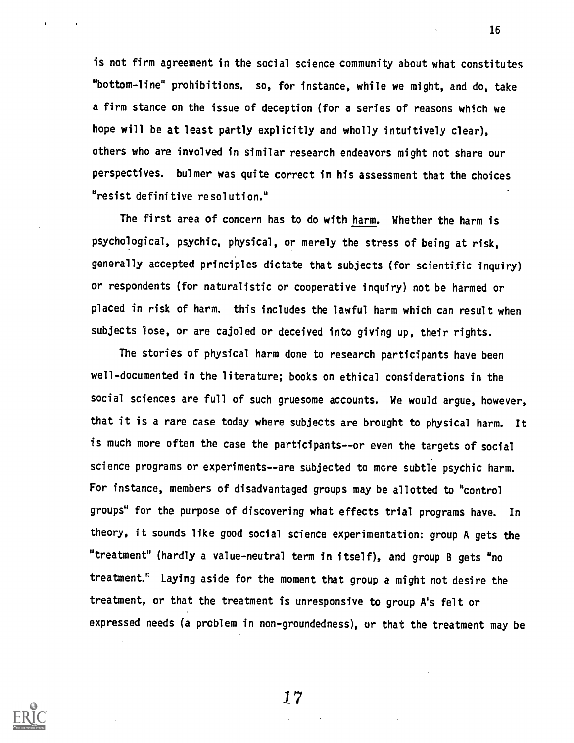is not firm agreement in the social science community about what constitutes "bottom-line" prohibitions. so, for instance, while we might, and do, take a firm stance on the issue of deception (for a series of reasons which we hope will be at least partly explicitly and wholly intuitively clear), others who are involved in similar research endeavors might not share our perspectives. bulmer was quite correct in his assessment that the choices "resist definitive resolution."

The first area of concern has to do with harm. Whether the harm is psychological, psychic, physical, or merely the stress of being at risk, generally accepted principles dictate that subjects (for scientific inquiry) or respondents (for naturalistic or cooperative inquiry) not be harmed or placed in risk of harm. this includes the lawful harm which can result when subjects lose, or are cajoled or deceived into giving up, their rights.

The stories of physical harm done to research participants have been well-documented in the literature; books on ethical considerations in the social sciences are full of such gruesome accounts. We would argue, however, that it is a rare case today where subjects are brought to physical harm. It is much more often the case the participants--or even the targets of social science programs or experiments--are subjected to more subtle psychic harm. For instance, members of disadvantaged groups may be allotted to "control groups" for the purpose of discovering what effects trial programs have. In theory, it sounds like good social science experimentation: group A gets the "treatment" (hardly a value-neutral term in itself), and group B gets "no treatment." Laying aside for the moment that group a might not desire the treatment, or that the treatment is unresponsive to group A's felt or expressed needs (a problem in non-groundedness), or that the treatment may be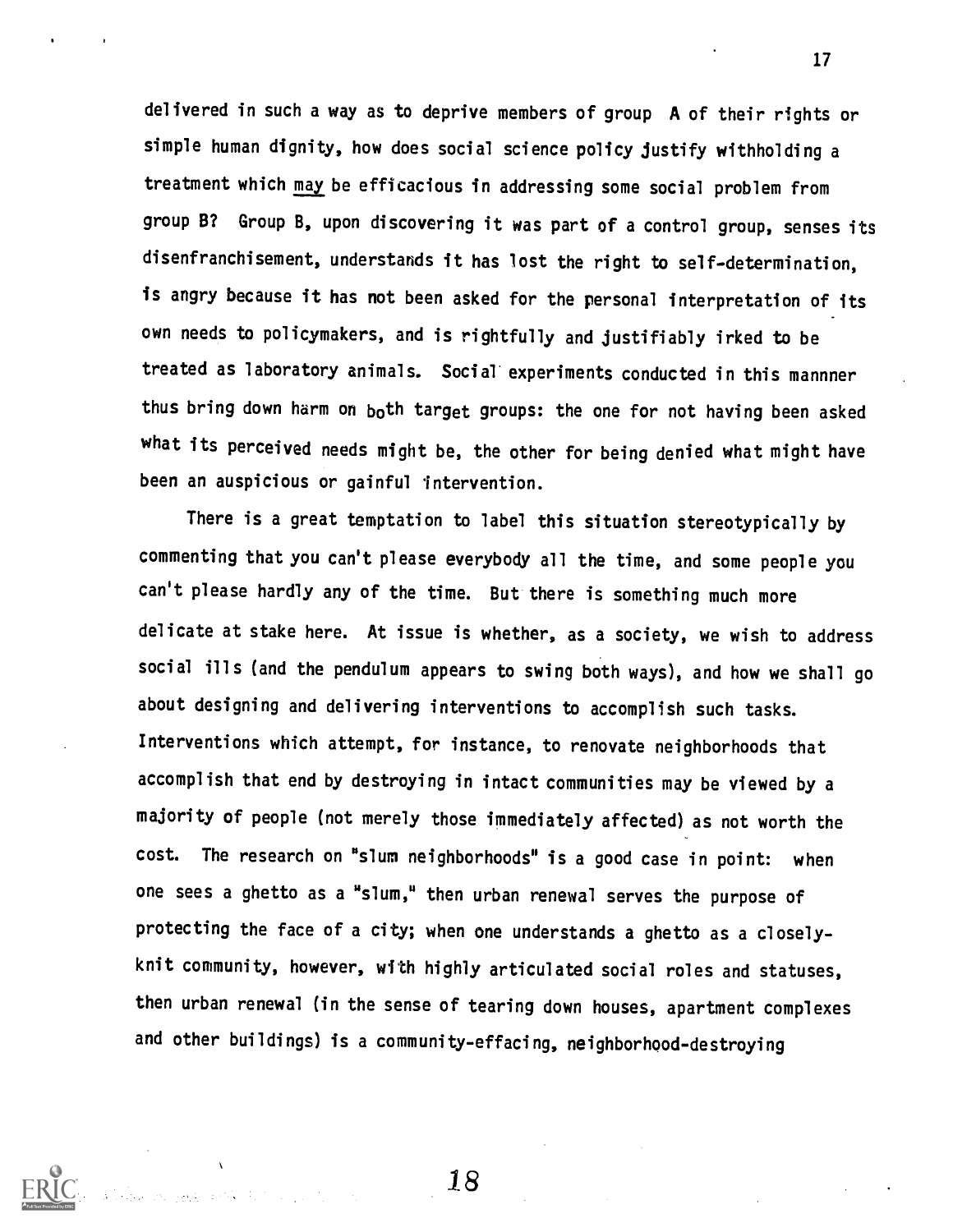delivered in such a way as to deprive members of group A of their rights or simple human dignity, how does social science policy justify withholding a treatment which *may* be efficacious in addressing some social problem from group B? Group B, upon discovering it was part of a control group, senses its disenfranchisement, understands it has lost the right to self-determination, is angry because it has not been asked for the personal interpretation of its own needs to policymakers, and is rightfully and justifiably irked to be treated as laboratory animals. Social experiments conducted in this mannner thus bring down harm on both target groups: the one for not having been asked what its perceived needs might be, the other for being denied what might have been an auspicious or gainful intervention.

There is a great temptation to label this situation stereotypically by commenting that you can't please everybody all the time, and some people you can't please hardly any of the time. But there is something much more delicate at stake here. At issue is whether, as a society, we wish to address social ills (and the pendulum appears to swing both ways), and how we shall go about designing and delivering interventions to accomplish such tasks. Interventions which attempt, for instance, to renovate neighborhoods that accomplish that end by destroying in intact communities may be viewed by a majority of people (not merely those immediately affected) as not worth the cost. The research on "slum neighborhoods" is a good case in point: when one sees a ghetto as a "slum," then urban renewal serves the purpose of protecting the face of a city; when one understands a ghetto as a closely-knit community, however, with highly articulated social roles and statuses, then urban renewal (in the sense of tearing down houses, apartment complexes and other buildings) is a community-effacing, neighborhood-destroying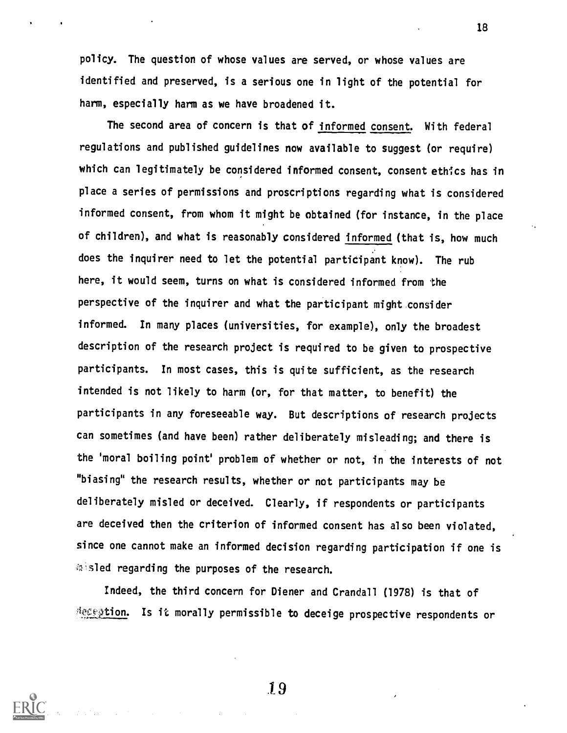policy. The question of whose values are served, or whose values are identified and preserved, is a serious one in light of the potential for harm, especially harm as we have broadened it.

The second area of concern is that of <u>informed consent</u>. With federal regulations and published guidelines now available to suggest (or require) which can legitimately be considered informed consent, consent ethics has in place a series of permissions and proscriptions regarding what is considered informed consent, from whom it might be obtained (for instance, in the place of children), and what is reasonably considered <u>informed</u> (that is, how much does the inquirer need to let the potential participant know). The rub here, it would seem, turns on what is considered informed from the perspective of the inquirer and what the participant might consider informed. In many places (universities, for example), only the broadest description of the research project is required to be given to prospective participants. In most cases, this is quite sufficient, as the research intended is not likely to harm (or, for that matter, to benefit) the participants in any foreseeable way. But descriptions of research projects can sometimes (and have been) rather deliberately misleading; and there is the 'moral boiling point' problem of whether or not, in the interests of not "biasing" the research results, whether or not participants may be deliberately misled or deceived. Clearly, if respondents or participants are deceived then the criterion of informed consent has also been violated, since one cannot make an informed decision regarding participation if one is misled regarding the purposes of the research.

Indeed, the third concern for Diener and Crandall (1978) is that of <u>deception</u>. Is it morally permissible to deceige prospective respondents or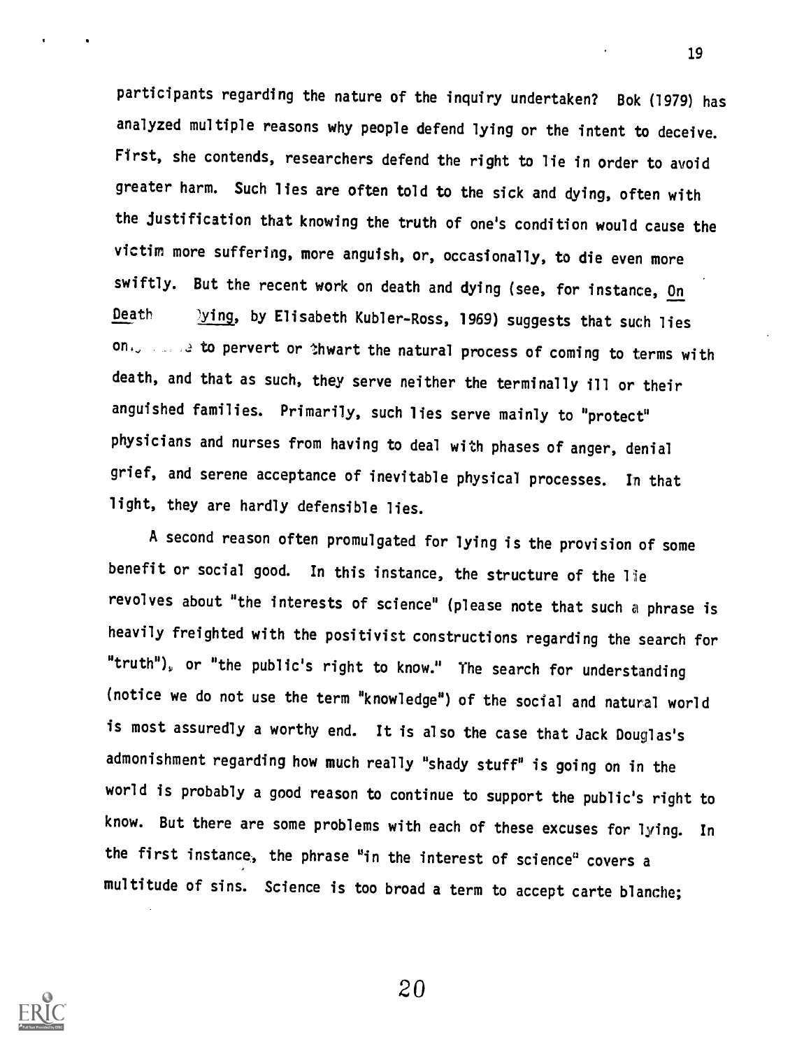participants regarding the nature of the inquiry undertaken? Bok (1979) has analyzed multiple reasons why people defend lying or the intent to deceive. First, she contends, researchers defend the right to lie in order to avoid greater harm. Such lies are often told to the sick and dying, often with the justification that knowing the truth of one's condition would cause the victim more suffering, more anguish, or, occasionally, to die even more swiftly. But the recent work on death and dying (see, for instance, On Death Dying, by Elisabeth Kubler-Ross, 1969) suggests that such lies on... e to pervert or thwart the natural process of coming to terms with death, and that as such, they serve neither the terminally ill or their anguished families. Primarily, such lies serve mainly to "protect" physicians and nurses from having to deal with phases of anger, denial grief, and serene acceptance of inevitable physical processes. In that light, they are hardly defensible lies.

A second reason often promulgated for lying is the provision of some benefit or social good. In this instance, the structure of the lie revolves about "the interests of science" (please note that such a phrase is heavily freighted with the positivist constructions regarding the search for "truth"), or "the public's right to know." The search for understanding (notice we do not use the term "knowledge") of the social and natural world is most assuredly a worthy end. It is also the case that Jack Douglas's admonishment regarding how much really "shady stuff" is going on in the world is probably a good reason to continue to support the public's right to know. But there are some problems with each of these excuses for lying. In the first instance, the phrase "in the interest of science" covers a multitude of sins. Science is too broad a term to accept carte blanche;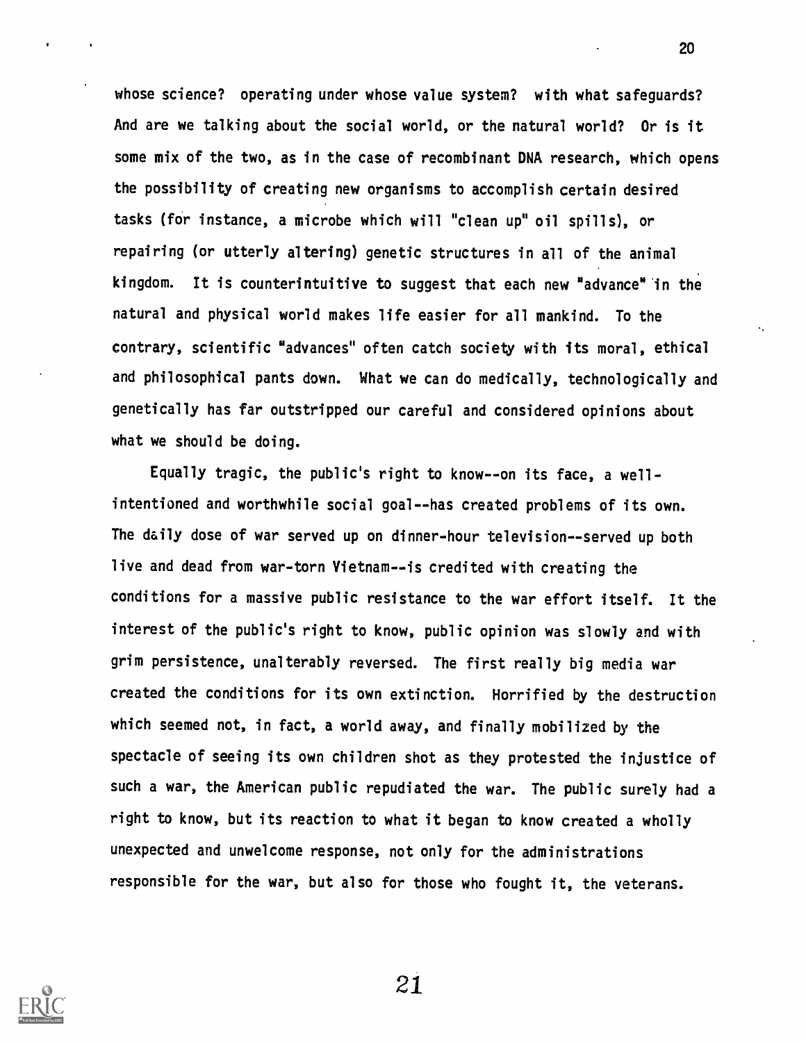whose science? operating under whose value system? with what safeguards? And are we talking about the social world, or the natural world? Or is it some mix of the two, as in the case of recombinant DNA research, which opens the possibility of creating new organisms to accomplish certain desired tasks (for instance, a microbe which will "clean up" oil spills), or repairing (or utterly altering) genetic structures in all of the animal kingdom. It is counterintuitive to suggest that each new "advance" in the natural and physical world makes life easier for all mankind. To the contrary, scientific "advances" often catch society with its moral, ethical and philosophical pants down. What we can do medically, technologically and genetically has far outstripped our careful and considered opinions about what we should be doing.

Equally tragic, the public's right to know--on its face, a well-intentioned and worthwhile social goal--has created problems of its own. The daily dose of war served up on dinner-hour television--served up both live and dead from war-torn Vietnam--is credited with creating the conditions for a massive public resistance to the war effort itself. It the interest of the public's right to know, public opinion was slowly and with grim persistence, unalterably reversed. The first really big media war created the conditions for its own extinction. Horrified by the destruction which seemed not, in fact, a world away, and finally mobilized by the spectacle of seeing its own children shot as they protested the injustice of such a war, the American public repudiated the war. The public surely had a right to know, but its reaction to what it began to know created a wholly unexpected and unwelcome response, not only for the administrations responsible for the war, but also for those who fought it, the veterans.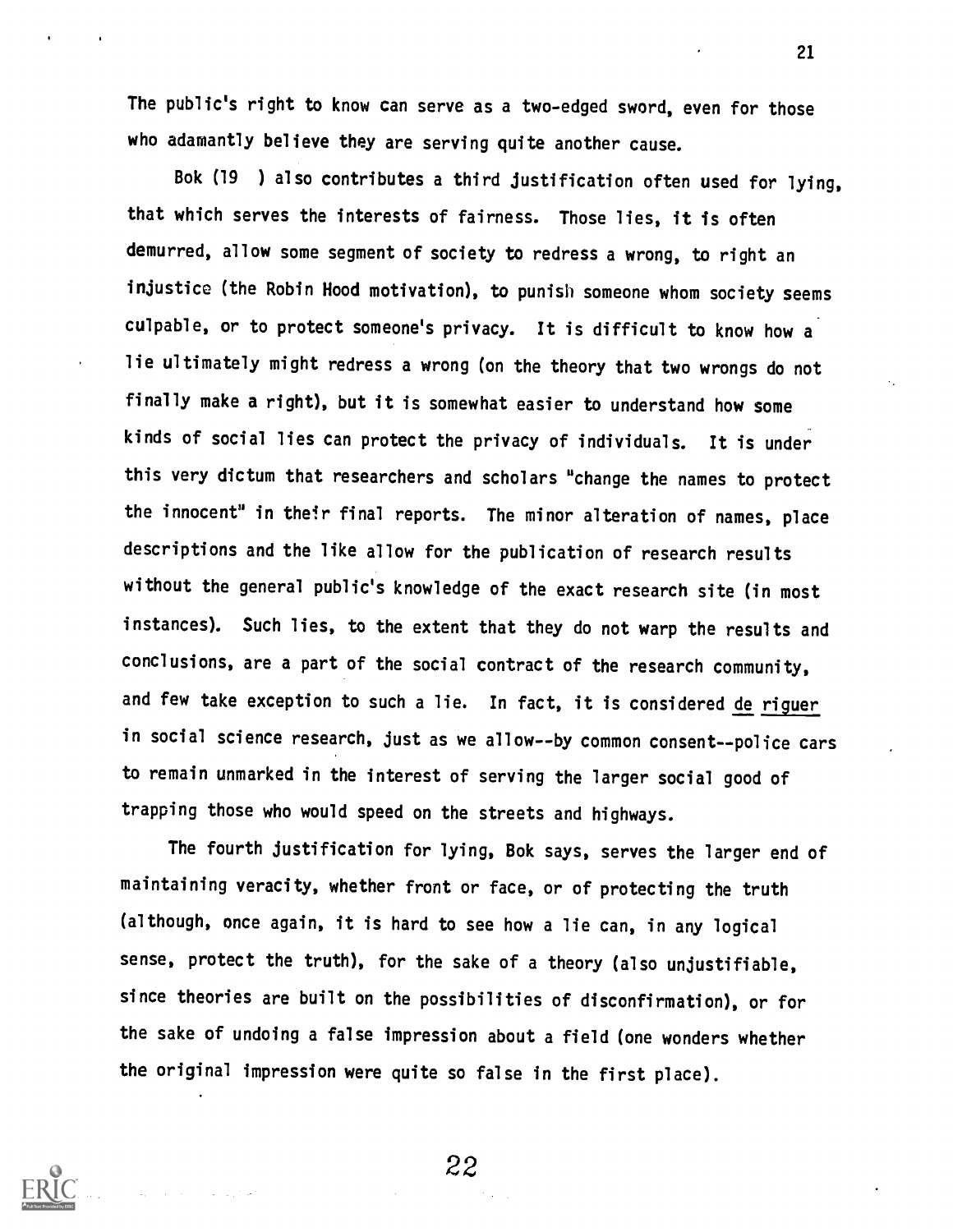The public's right to know can serve as a two-edged sword, even for those who adamantly believe they are serving quite another cause.

Bok (19 ) also contributes a third justification often used for lying, that which serves the interests of fairness. Those lies, it is often demurred, allow some segment of society to redress a wrong, to right an injustice (the Robin Hood motivation), to punish someone whom society seems culpable, or to protect someone's privacy. It is difficult to know how a lie ultimately might redress a wrong (on the theory that two wrongs do not finally make a right), but it is somewhat easier to understand how some kinds of social lies can protect the privacy of individuals. It is under this very dictum that researchers and scholars "change the names to protect the innocent" in their final reports. The minor alteration of names, place descriptions and the like allow for the publication of research results without the general public's knowledge of the exact research site (in most instances). Such lies, to the extent that they do not warp the results and conclusions, are a part of the social contract of the research community, and few take exception to such a lie. In fact, it is considered de riguer in social science research, just as we allow--by common consent--police cars to remain unmarked in the interest of serving the larger social good of trapping those who would speed on the streets and highways.

The fourth justification for lying, Bok says, serves the larger end of maintaining veracity, whether front or face, or of protecting the truth (although, once again, it is hard to see how a lie can, in any logical sense, protect the truth), for the sake of a theory (also unjustifiable, since theories are built on the possibilities of disconfirmation), or for the sake of undoing a false impression about a field (one wonders whether the original impression were quite so false in the first place).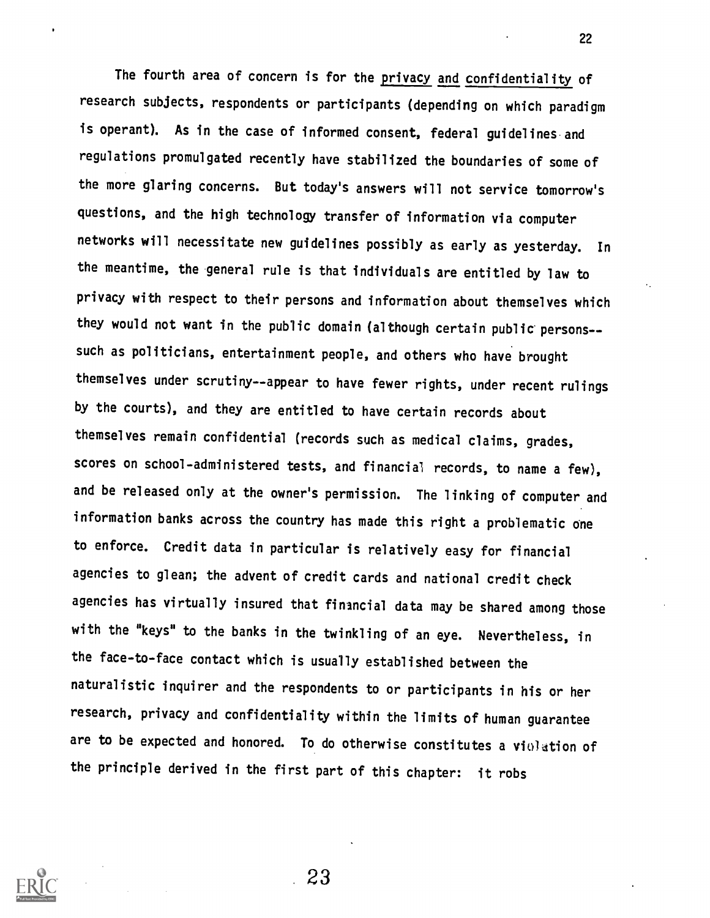The fourth area of concern is for the <u>privacy</u> and <u>confidentiality</u> of research subjects, respondents or participants (depending on which paradigm is operant). As in the case of informed consent, federal guidelines and regulations promulgated recently have stabilized the boundaries of some of the more glaring concerns. But today's answers will not service tomorrow's questions, and the high technology transfer of information via computer networks will necessitate new guidelines possibly as early as yesterday. In the meantime, the general rule is that individuals are entitled by law to privacy with respect to their persons and information about themselves which they would not want in the public domain (although certain public persons--such as politicians, entertainment people, and others who have brought themselves under scrutiny--appear to have fewer rights, under recent rulings by the courts), and they are entitled to have certain records about themselves remain confidential (records such as medical claims, grades, scores on school-administered tests, and financial records, to name a few), and be released only at the owner's permission. The linking of computer and information banks across the country has made this right a problematic one to enforce. Credit data in particular is relatively easy for financial agencies to glean; the advent of credit cards and national credit check agencies has virtually insured that financial data may be shared among those with the "keys" to the banks in the twinkling of an eye. Nevertheless, in the face-to-face contact which is usually established between the naturalistic inquirer and the respondents to or participants in his or her research, privacy and confidentiality within the limits of human guarantee are to be expected and honored. To do otherwise constitutes a violation of the principle derived in the first part of this chapter: it robs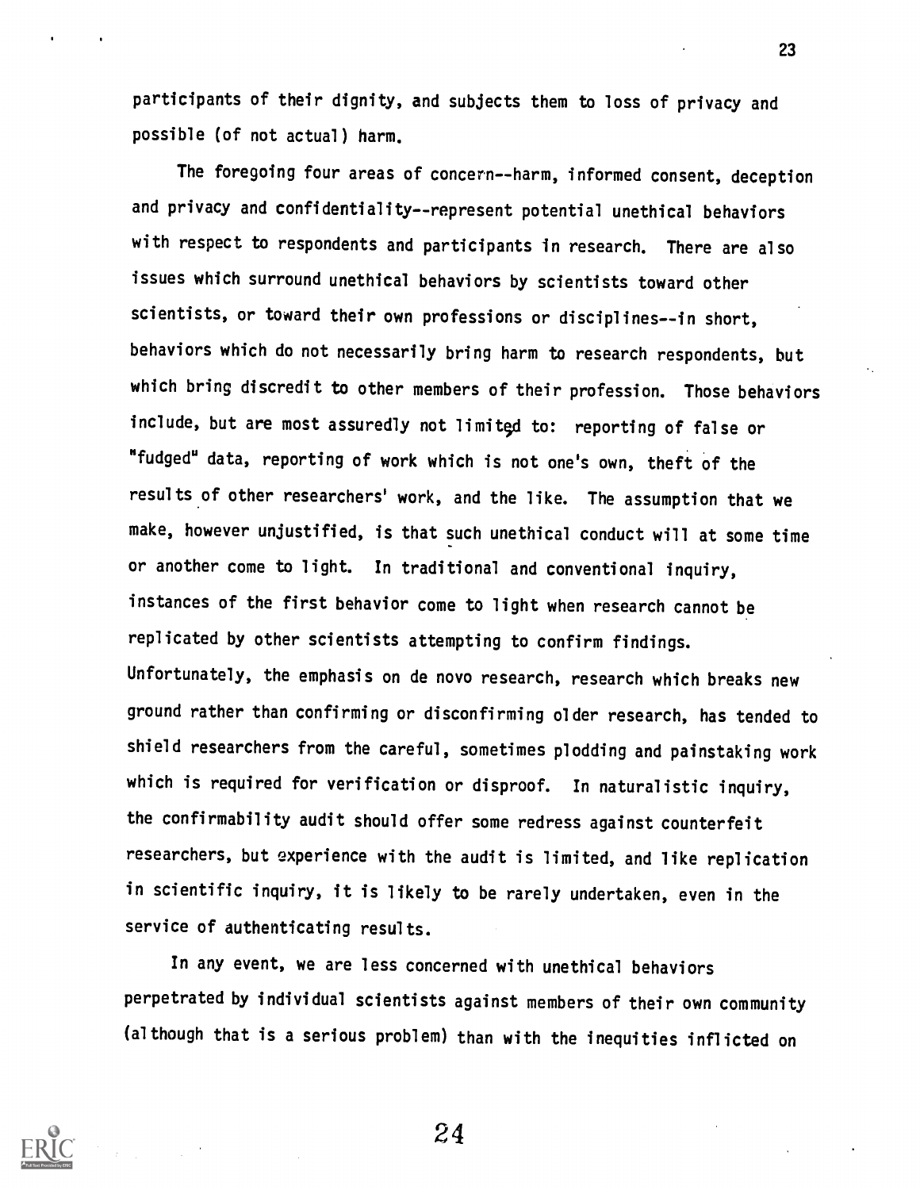participants of their dignity, and subjects them to loss of privacy and possible (of not actual) harm.

The foregoing four areas of concern--harm, informed consent, deception and privacy and confidentiality--represent potential unethical behaviors with respect to respondents and participants in research. There are also issues which surround unethical behaviors by scientists toward other scientists, or toward their own professions or disciplines--in short, behaviors which do not necessarily bring harm to research respondents, but which bring discredit to other members of their profession. Those behaviors include, but are most assuredly not limited to: reporting of false or "fudged" data, reporting of work which is not one's own, theft of the results of other researchers' work, and the like. The assumption that we make, however unjustified, is that such unethical conduct will at some time or another come to light. In traditional and conventional inquiry, instances of the first behavior come to light when research cannot be replicated by other scientists attempting to confirm findings. Unfortunately, the emphasis on de novo research, research which breaks new ground rather than confirming or disconfirming older research, has tended to shield researchers from the careful, sometimes plodding and painstaking work which is required for verification or disproof. In naturalistic inquiry, the confirmability audit should offer some redress against counterfeit researchers, but experience with the audit is limited, and like replication in scientific inquiry, it is likely to be rarely undertaken, even in the service of authenticating results.

In any event, we are less concerned with unethical behaviors perpetrated by individual scientists against members of their own community (although that is a serious problem) than with the inequities inflicted on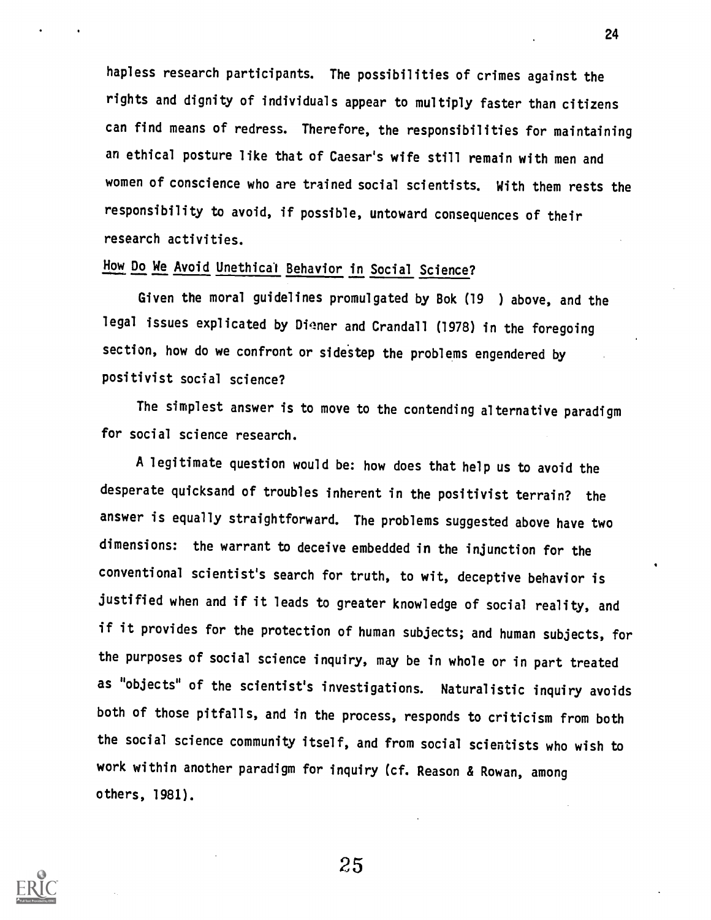hapless research participants. The possibilities of crimes against the rights and dignity of individuals appear to multiply faster than citizens can find means of redress. Therefore, the responsibilities for maintaining an ethical posture like that of Caesar's wife still remain with men and women of conscience who are trained social scientists. With them rests the responsibility to avoid, if possible, untoward consequences of their research activities.

## How Do We Avoid Unethical Behavior in Social Science?

Given the moral guidelines promulgated by Bok (19 ) above, and the legal issues explicated by Diener and Crandall (1978) in the foregoing section, how do we confront or sidestep the problems engendered by positivist social science?

The simplest answer is to move to the contending alternative paradigm for social science research.

A legitimate question would be: how does that help us to avoid the desperate quicksand of troubles inherent in the positivist terrain? the answer is equally straightforward. The problems suggested above have two dimensions: the warrant to deceive embedded in the injunction for the conventional scientist's search for truth, to wit, deceptive behavior is justified when and if it leads to greater knowledge of social reality, and if it provides for the protection of human subjects; and human subjects, for the purposes of social science inquiry, may be in whole or in part treated as "objects" of the scientist's investigations. Naturalistic inquiry avoids both of those pitfalls, and in the process, responds to criticism from both the social science community itself, and from social scientists who wish to work within another paradigm for inquiry (cf. Reason & Rowan, among others, 1981).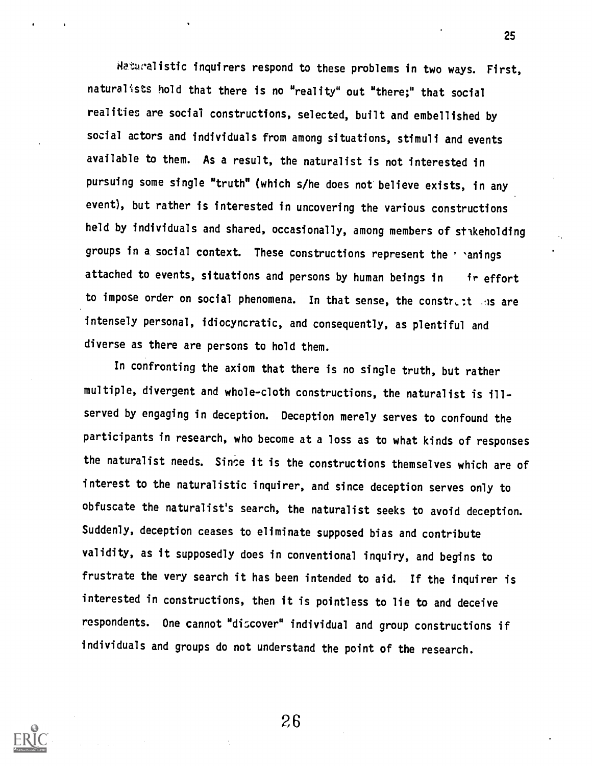Naturalistic inquirers respond to these problems in two ways. First, naturalists hold that there is no "reality" out "there;" that social realities are social constructions, selected, built and embellished by social actors and individuals from among situations, stimuli and events available to them. As a result, the naturalist is not interested in pursuing some single "truth" (which s/he does not believe exists, in any event), but rather is interested in uncovering the various constructions held by individuals and shared, occasionally, among members of stakeholding groups in a social context. These constructions represent the meanings attached to events, situations and persons by human beings in their effort to impose order on social phenomena. In that sense, the constructions are intensely personal, idiocyncratic, and consequently, as plentiful and diverse as there are persons to hold them.

In confronting the axiom that there is no single truth, but rather multiple, divergent and whole-cloth constructions, the naturalist is ill-served by engaging in deception. Deception merely serves to confound the participants in research, who become at a loss as to what kinds of responses the naturalist needs. Since it is the constructions themselves which are of interest to the naturalistic inquirer, and since deception serves only to obfuscate the naturalist's search, the naturalist seeks to avoid deception. Suddenly, deception ceases to eliminate supposed bias and contribute validity, as it supposedly does in conventional inquiry, and begins to frustrate the very search it has been intended to aid. If the inquirer is interested in constructions, then it is pointless to lie to and deceive respondents. One cannot "discover" individual and group constructions if individuals and groups do not understand the point of the research.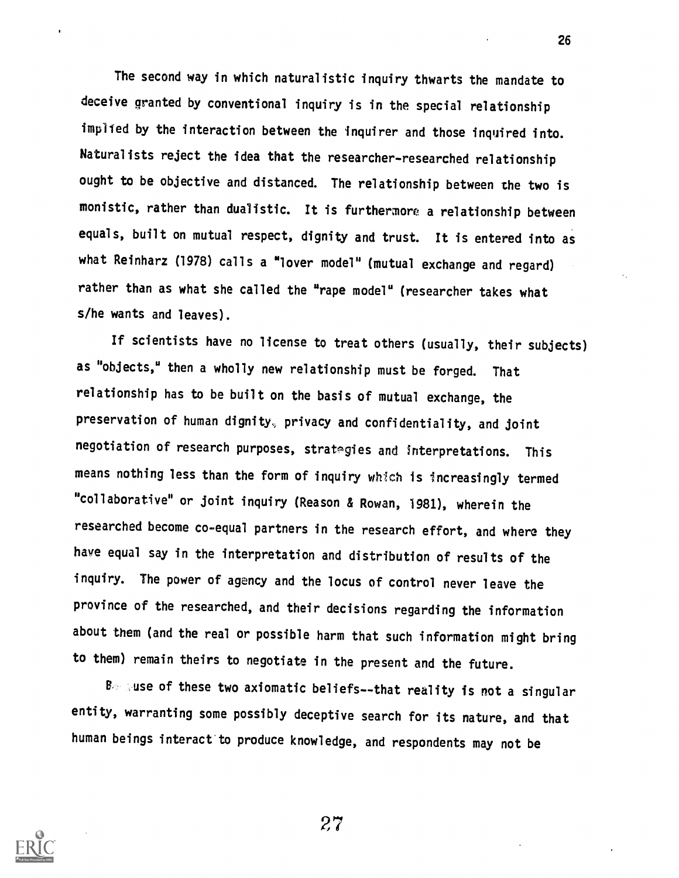The second way in which naturalistic inquiry thwarts the mandate to deceive granted by conventional inquiry is in the special relationship implied by the interaction between the inquirer and those inquired into. Naturalists reject the idea that the researcher-researched relationship ought to be objective and distanced. The relationship between the two is monistic, rather than dualistic. It is furthermore a relationship between equals, built on mutual respect, dignity and trust. It is entered into as what Reinharz (1978) calls a "lover model" (mutual exchange and regard) rather than as what she called the "rape model" (researcher takes what s/he wants and leaves).

If scientists have no license to treat others (usually, their subjects) as "objects," then a wholly new relationship must be forged. That relationship has to be built on the basis of mutual exchange, the preservation of human dignity, privacy and confidentiality, and joint negotiation of research purposes, strategies and interpretations. This means nothing less than the form of inquiry which is increasingly termed "collaborative" or joint inquiry (Reason & Rowan, 1981), wherein the researched become co-equal partners in the research effort, and where they have equal say in the interpretation and distribution of results of the inquiry. The power of agency and the locus of control never leave the province of the researched, and their decisions regarding the information about them (and the real or possible harm that such information might bring to them) remain theirs to negotiate in the present and the future.

Because of these two axiomatic beliefs--that reality is not a singular entity, warranting some possibly deceptive search for its nature, and that human beings interact to produce knowledge, and respondents may not be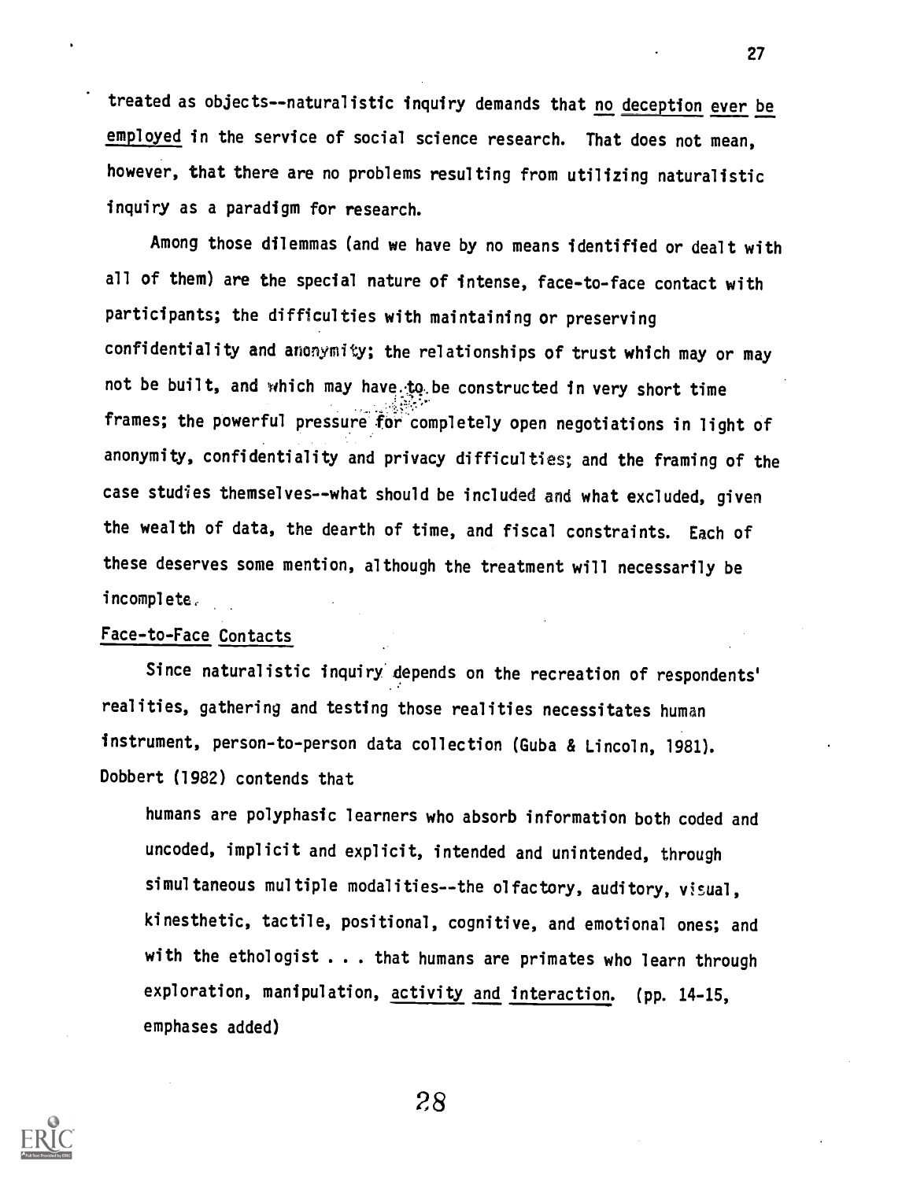treated as objects--naturalistic inquiry demands that <u>no deception ever be employed</u> in the service of social science research. That does not mean, however, that there are no problems resulting from utilizing naturalistic inquiry as a paradigm for research.

Among those dilemmas (and we have by no means identified or dealt with all of them) are the special nature of intense, face-to-face contact with participants; the difficulties with maintaining or preserving confidentiality and anonymity; the relationships of trust which may or may not be built, and which may have to be constructed in very short time frames; the powerful pressure for completely open negotiations in light of anonymity, confidentiality and privacy difficulties; and the framing of the case studies themselves--what should be included and what excluded, given the wealth of data, the dearth of time, and fiscal constraints. Each of these deserves some mention, although the treatment will necessarily be incomplete.

## Face-to-Face Contacts

Since naturalistic inquiry depends on the recreation of respondents' realities, gathering and testing those realities necessitates human instrument, person-to-person data collection (Guba & Lincoln, 1981). Dobbert (1982) contends that

> humans are polyphasic learners who absorb information both coded and uncoded, implicit and explicit, intended and unintended, through simultaneous multiple modalities--the olfactory, auditory, visual, kinesthetic, tactile, positional, cognitive, and emotional ones; and with the ethologist . . . that humans are primates who learn through exploration, manipulation, <u>activity</u> and <u>interaction</u>. (pp. 14-15, emphases added)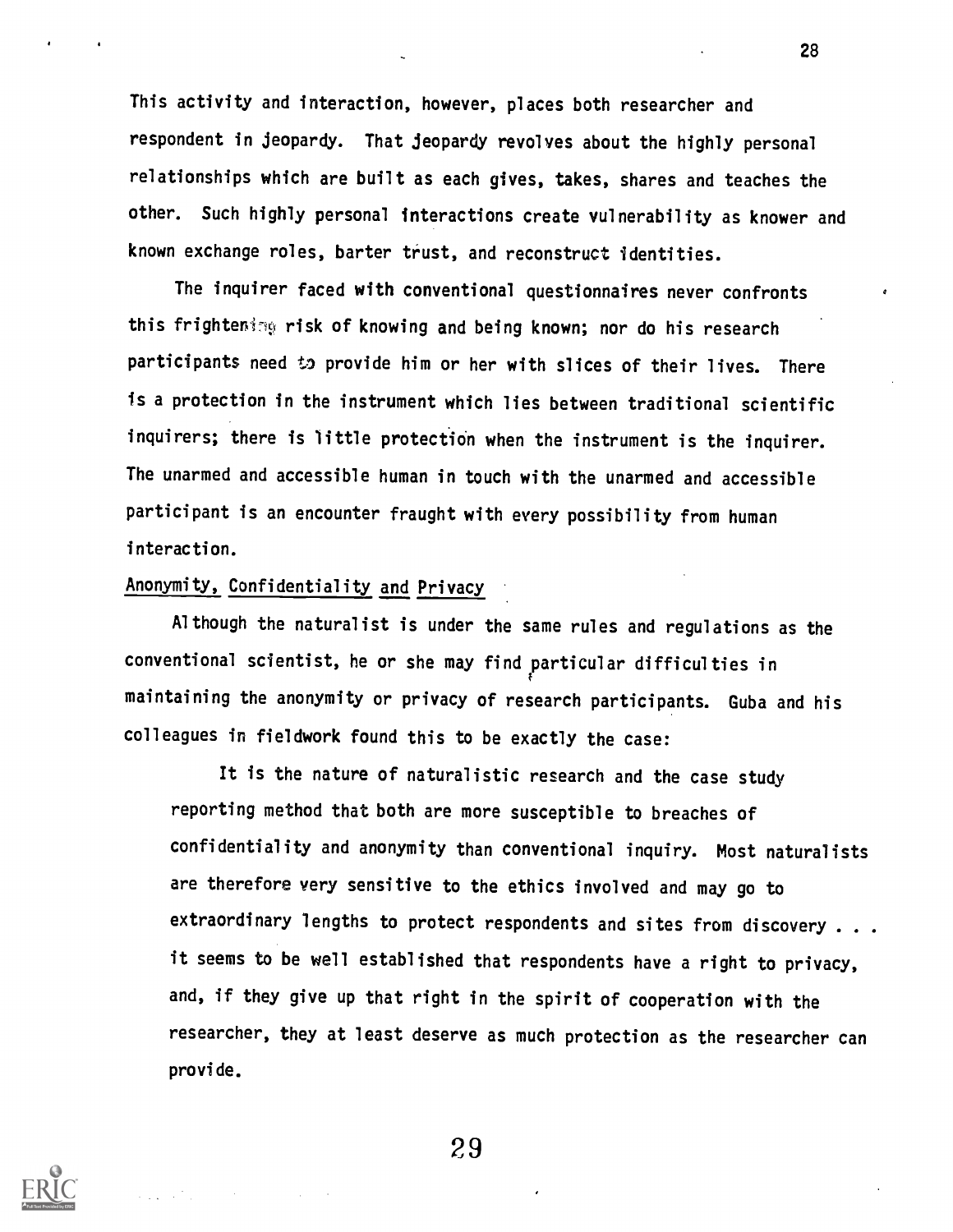This activity and interaction, however, places both researcher and respondent in jeopardy. That jeopardy revolves about the highly personal relationships which are built as each gives, takes, shares and teaches the other. Such highly personal interactions create vulnerability as knower and known exchange roles, barter trust, and reconstruct identities.

The inquirer faced with conventional questionnaires never confronts this frightening risk of knowing and being known; nor do his research participants need to provide him or her with slices of their lives. There is a protection in the instrument which lies between traditional scientific inquirers; there is little protection when the instrument is the inquirer. The unarmed and accessible human in touch with the unarmed and accessible participant is an encounter fraught with every possibility from human interaction.

## Anonymity, Confidentiality and Privacy

Although the naturalist is under the same rules and regulations as the conventional scientist, he or she may find particular difficulties in maintaining the anonymity or privacy of research participants. Guba and his colleagues in fieldwork found this to be exactly the case:

> It is the nature of naturalistic research and the case study reporting method that both are more susceptible to breaches of confidentiality and anonymity than conventional inquiry. Most naturalists are therefore very sensitive to the ethics involved and may go to extraordinary lengths to protect respondents and sites from discovery . . . it seems to be well established that respondents have a right to privacy, and, if they give up that right in the spirit of cooperation with the researcher, they at least deserve as much protection as the researcher can provide.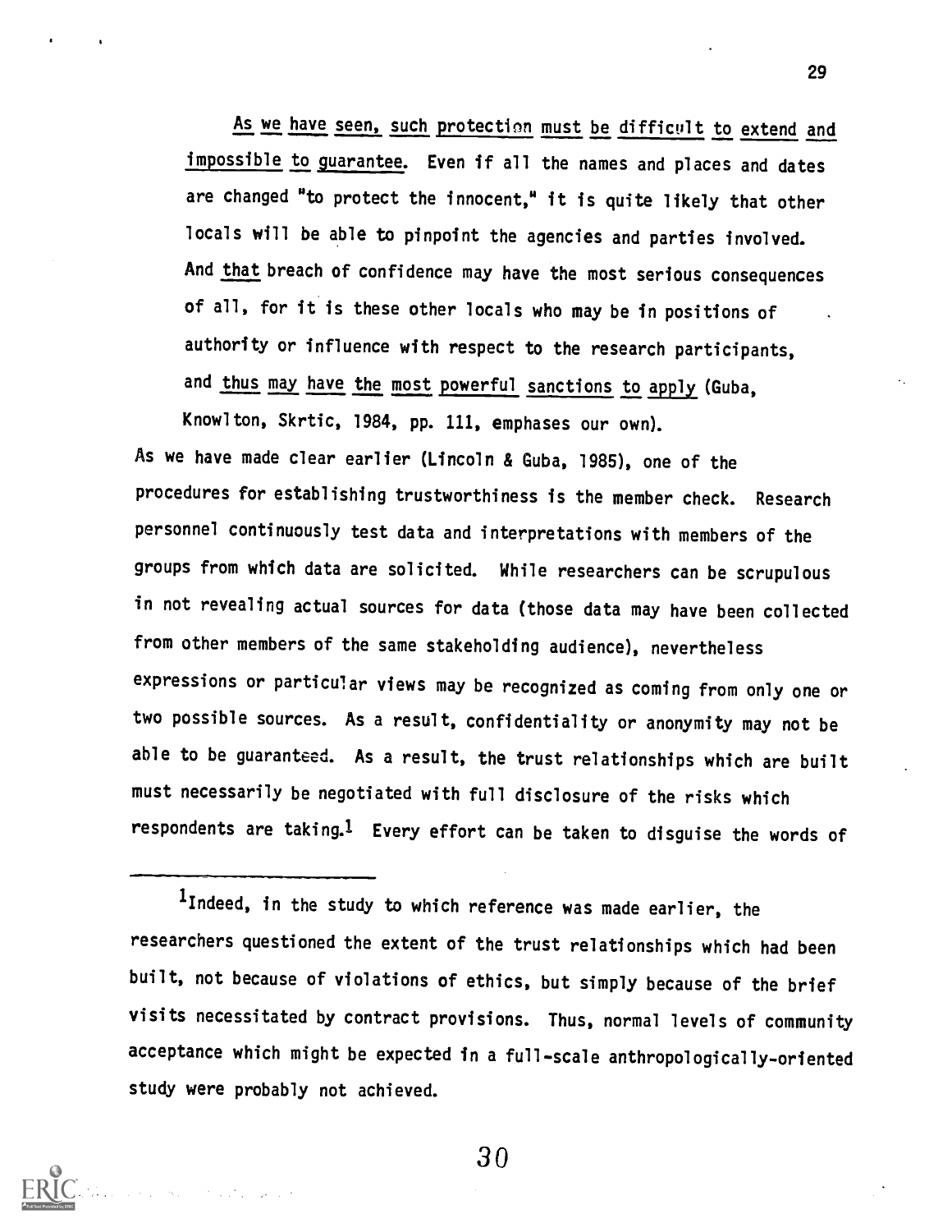> <u>As we have seen, such protection must be difficult to extend and impossible to guarantee</u>. Even if all the names and places and dates are changed "to protect the innocent," it is quite likely that other locals will be able to pinpoint the agencies and parties involved. And <u>that</u> breach of confidence may have the most serious consequences of all, for it is these other locals who may be in positions of authority or influence with respect to the research participants, and <u>thus may have the most powerful sanctions to apply</u> (Guba, Knowlton, Skrtic, 1984, pp. 111, emphases our own).

As we have made clear earlier (Lincoln & Guba, 1985), one of the procedures for establishing trustworthiness is the member check. Research personnel continuously test data and interpretations with members of the groups from which data are solicited. While researchers can be scrupulous in not revealing actual sources for data (those data may have been collected from other members of the same stakeholding audience), nevertheless expressions or particular views may be recognized as coming from only one or two possible sources. As a result, confidentiality or anonymity may not be able to be guaranteed. As a result, the trust relationships which are built must necessarily be negotiated with full disclosure of the risks which respondents are taking.[1] Every effort can be taken to disguise the words of

---

[1] Indeed, in the study to which reference was made earlier, the researchers questioned the extent of the trust relationships which had been built, not because of violations of ethics, but simply because of the brief visits necessitated by contract provisions. Thus, normal levels of community acceptance which might be expected in a full-scale anthropologically-oriented study were probably not achieved.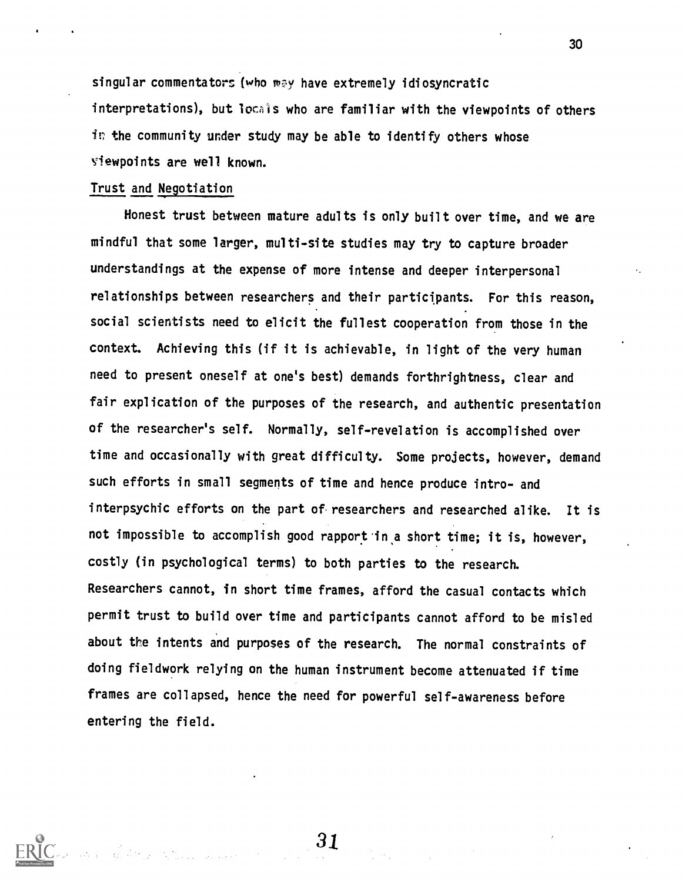singular commentators (who may have extremely idiosyncratic interpretations), but locals who are familiar with the viewpoints of others in the community under study may be able to identify others whose viewpoints are well known.

Trust and Negotiation

Honest trust between mature adults is only built over time, and we are mindful that some larger, multi-site studies may try to capture broader understandings at the expense of more intense and deeper interpersonal relationships between researchers and their participants. For this reason, social scientists need to elicit the fullest cooperation from those in the context. Achieving this (if it is achievable, in light of the very human need to present oneself at one's best) demands forthrightness, clear and fair explication of the purposes of the research, and authentic presentation of the researcher's self. Normally, self-revelation is accomplished over time and occasionally with great difficulty. Some projects, however, demand such efforts in small segments of time and hence produce intro- and interpsychic efforts on the part of researchers and researched alike. It is not impossible to accomplish good rapport in a short time; it is, however, costly (in psychological terms) to both parties to the research. Researchers cannot, in short time frames, afford the casual contacts which permit trust to build over time and participants cannot afford to be misled about the intents and purposes of the research. The normal constraints of doing fieldwork relying on the human instrument become attenuated if time frames are collapsed, hence the need for powerful self-awareness before entering the field.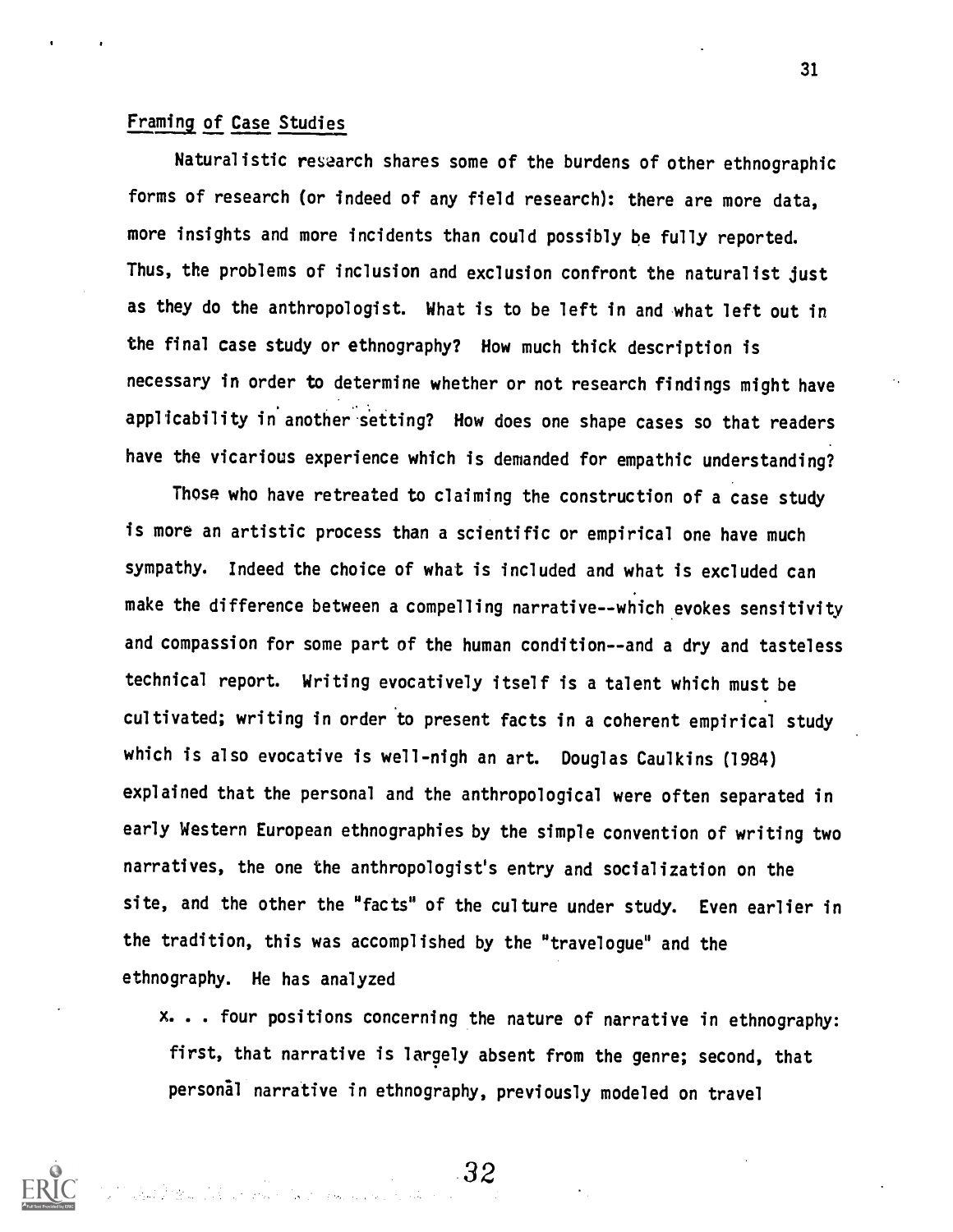## Framing of Case Studies

Naturalistic research shares some of the burdens of other ethnographic forms of research (or indeed of any field research): there are more data, more insights and more incidents than could possibly be fully reported. Thus, the problems of inclusion and exclusion confront the naturalist just as they do the anthropologist. What is to be left in and what left out in the final case study or ethnography? How much thick description is necessary in order to determine whether or not research findings might have applicability in another setting? How does one shape cases so that readers have the vicarious experience which is demanded for empathic understanding?

Those who have retreated to claiming the construction of a case study is more an artistic process than a scientific or empirical one have much sympathy. Indeed the choice of what is included and what is excluded can make the difference between a compelling narrative--which evokes sensitivity and compassion for some part of the human condition--and a dry and tasteless technical report. Writing evocatively itself is a talent which must be cultivated; writing in order to present facts in a coherent empirical study which is also evocative is well-nigh an art. Douglas Caulkins (1984) explained that the personal and the anthropological were often separated in early Western European ethnographies by the simple convention of writing two narratives, the one the anthropologist's entry and socialization on the site, and the other the "facts" of the culture under study. Even earlier in the tradition, this was accomplished by the "travelogue" and the ethnography. He has analyzed

> x. . . four positions concerning the nature of narrative in ethnography: first, that narrative is largely absent from the genre; second, that personal narrative in ethnography, previously modeled on travel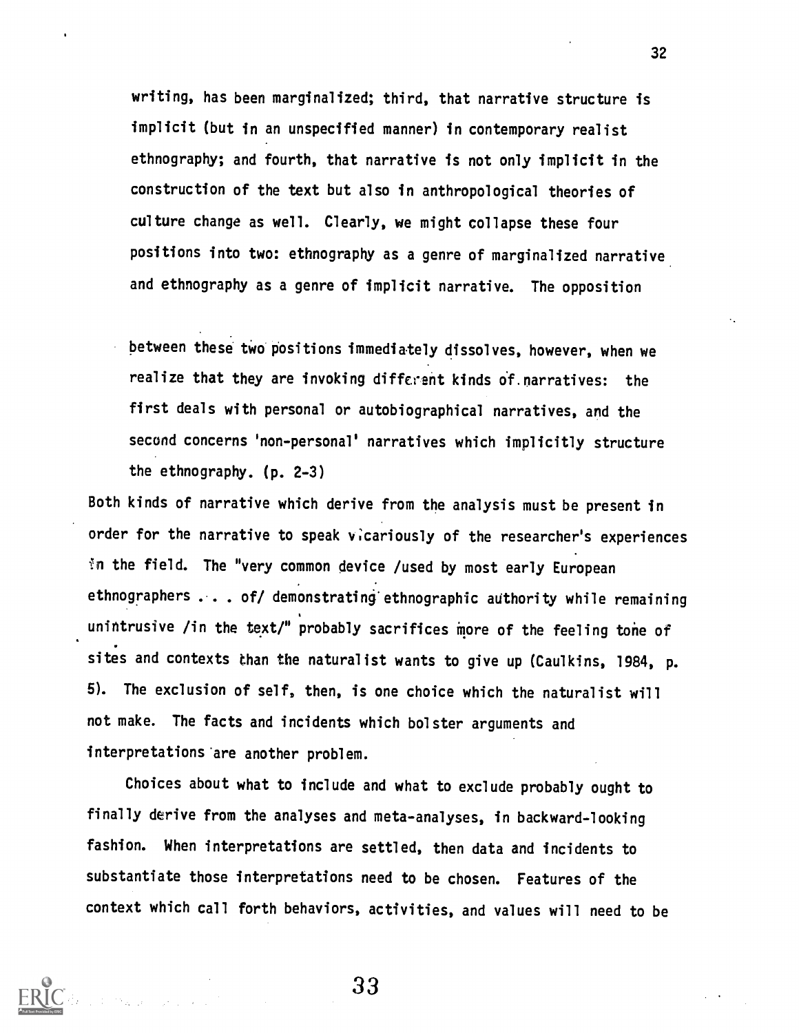writing, has been marginalized; third, that narrative structure is implicit (but in an unspecified manner) in contemporary realist ethnography; and fourth, that narrative is not only implicit in the construction of the text but also in anthropological theories of culture change as well. Clearly, we might collapse these four positions into two: ethnography as a genre of marginalized narrative and ethnography as a genre of implicit narrative. The opposition between these two positions immediately dissolves, however, when we realize that they are invoking different kinds of narratives: the first deals with personal or autobiographical narratives, and the second concerns 'non-personal' narratives which implicitly structure the ethnography. (p. 2-3)

Both kinds of narrative which derive from the analysis must be present in order for the narrative to speak vicariously of the researcher's experiences in the field. The "very common device /used by most early European ethnographers . . . of/ demonstrating ethnographic authority while remaining unintrusive /in the text/" probably sacrifices more of the feeling tone of sites and contexts than the naturalist wants to give up (Caulkins, 1984, p. 5). The exclusion of self, then, is one choice which the naturalist will not make. The facts and incidents which bolster arguments and interpretations are another problem.

Choices about what to include and what to exclude probably ought to finally derive from the analyses and meta-analyses, in backward-looking fashion. When interpretations are settled, then data and incidents to substantiate those interpretations need to be chosen. Features of the context which call forth behaviors, activities, and values will need to be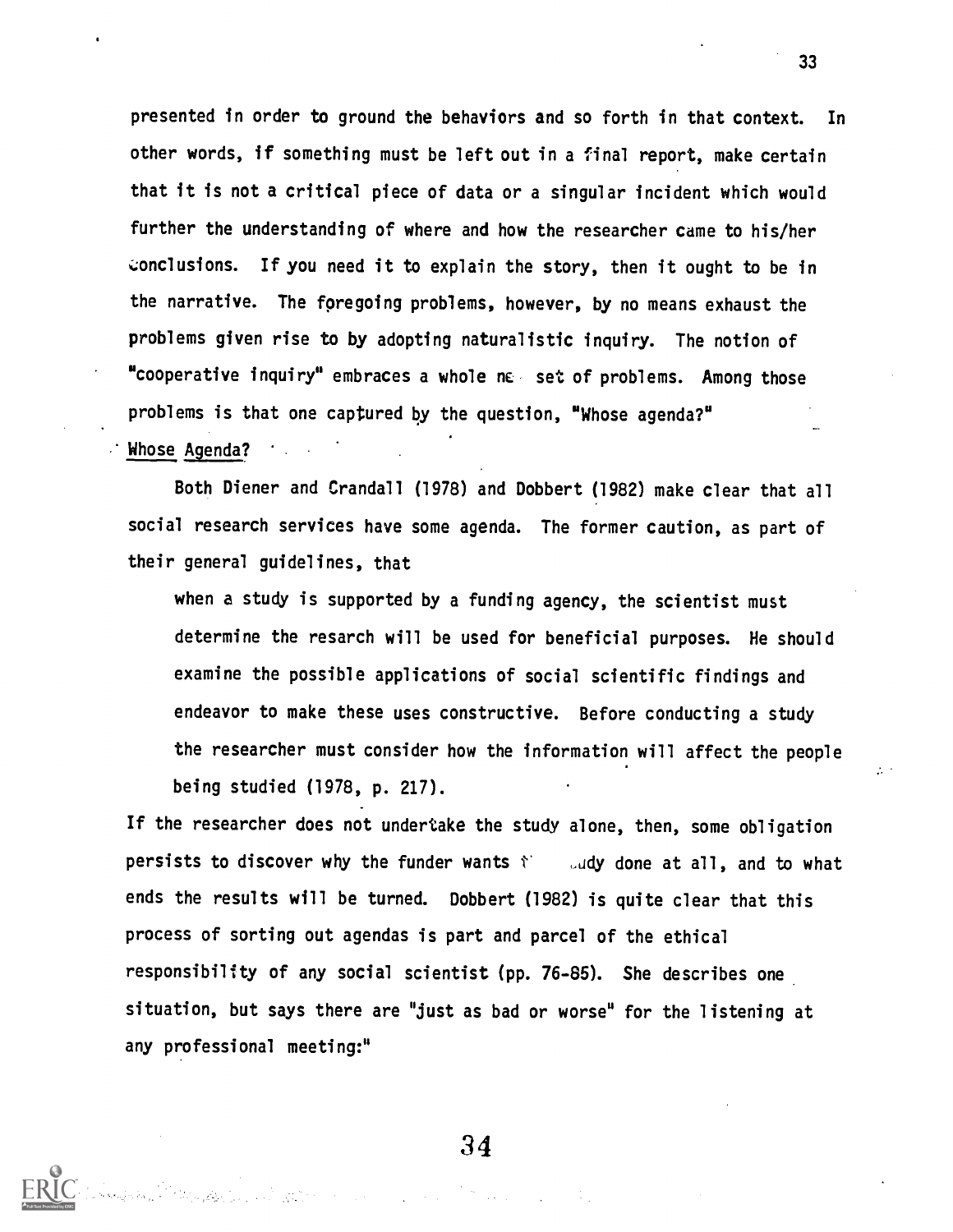presented in order to ground the behaviors and so forth in that context. In other words, if something must be left out in a final report, make certain that it is not a critical piece of data or a singular incident which would further the understanding of where and how the researcher came to his/her conclusions. If you need it to explain the story, then it ought to be in the narrative. The foregoing problems, however, by no means exhaust the problems given rise to by adopting naturalistic inquiry. The notion of "cooperative inquiry" embraces a whole new set of problems. Among those problems is that one captured by the question, "Whose agenda?"

## Whose Agenda?

Both Diener and Crandall (1978) and Dobbert (1982) make clear that all social research services have some agenda. The former caution, as part of their general guidelines, that

> when a study is supported by a funding agency, the scientist must determine the resarch will be used for beneficial purposes. He should examine the possible applications of social scientific findings and endeavor to make these uses constructive. Before conducting a study the researcher must consider how the information will affect the people being studied (1978, p. 217).

If the researcher does not undertake the study alone, then, some obligation persists to discover why the funder wants the study done at all, and to what ends the results will be turned. Dobbert (1982) is quite clear that this process of sorting out agendas is part and parcel of the ethical responsibility of any social scientist (pp. 76-85). She describes one situation, but says there are "just as bad or worse" for the listening at any professional meeting:"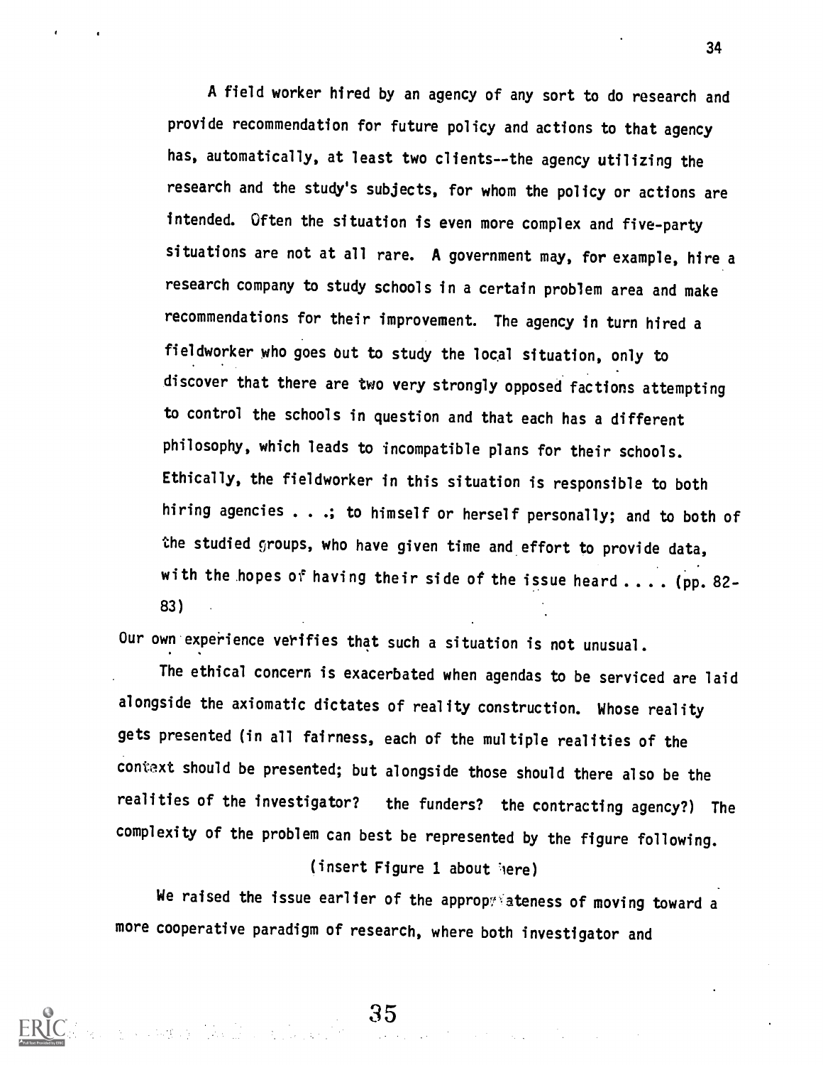> A field worker hired by an agency of any sort to do research and provide recommendation for future policy and actions to that agency has, automatically, at least two clients--the agency utilizing the research and the study's subjects, for whom the policy or actions are intended. Often the situation is even more complex and five-party situations are not at all rare. A government may, for example, hire a research company to study schools in a certain problem area and make recommendations for their improvement. The agency in turn hired a fieldworker who goes out to study the local situation, only to discover that there are two very strongly opposed factions attempting to control the schools in question and that each has a different philosophy, which leads to incompatible plans for their schools. Ethically, the fieldworker in this situation is responsible to both hiring agencies . . .; to himself or herself personally; and to both of the studied groups, who have given time and effort to provide data, with the hopes of having their side of the issue heard . . . . (pp. 82-83)

Our own experience verifies that such a situation is not unusual.

The ethical concern is exacerbated when agendas to be serviced are laid alongside the axiomatic dictates of reality construction. Whose reality gets presented (in all fairness, each of the multiple realities of the context should be presented; but alongside those should there also be the realities of the investigator? the funders? the contracting agency?) The complexity of the problem can best be represented by the figure following.

(insert Figure 1 about here)

We raised the issue earlier of the appropriateness of moving toward a more cooperative paradigm of research, where both investigator and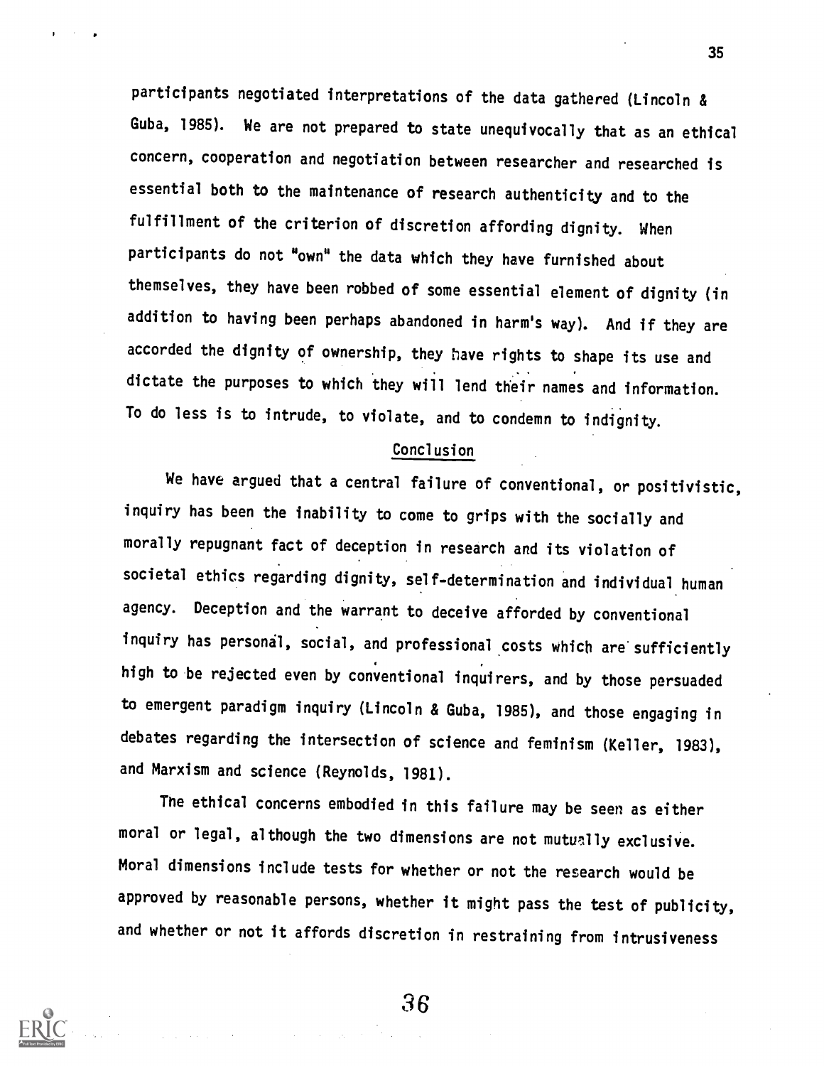participants negotiated interpretations of the data gathered (Lincoln & Guba, 1985). We are not prepared to state unequivocally that as an ethical concern, cooperation and negotiation between researcher and researched is essential both to the maintenance of research authenticity and to the fulfillment of the criterion of discretion affording dignity. When participants do not "own" the data which they have furnished about themselves, they have been robbed of some essential element of dignity (in addition to having been perhaps abandoned in harm's way). And if they are accorded the dignity of ownership, they have rights to shape its use and dictate the purposes to which they will lend their names and information. To do less is to intrude, to violate, and to condemn to indignity.

## Conclusion

We have argued that a central failure of conventional, or positivistic, inquiry has been the inability to come to grips with the socially and morally repugnant fact of deception in research and its violation of societal ethics regarding dignity, self-determination and individual human agency. Deception and the warrant to deceive afforded by conventional inquiry has personal, social, and professional costs which are sufficiently high to be rejected even by conventional inquirers, and by those persuaded to emergent paradigm inquiry (Lincoln & Guba, 1985), and those engaging in debates regarding the intersection of science and feminism (Keller, 1983), and Marxism and science (Reynolds, 1981).

The ethical concerns embodied in this failure may be seen as either moral or legal, although the two dimensions are not mutually exclusive. Moral dimensions include tests for whether or not the research would be approved by reasonable persons, whether it might pass the test of publicity, and whether or not it affords discretion in restraining from intrusiveness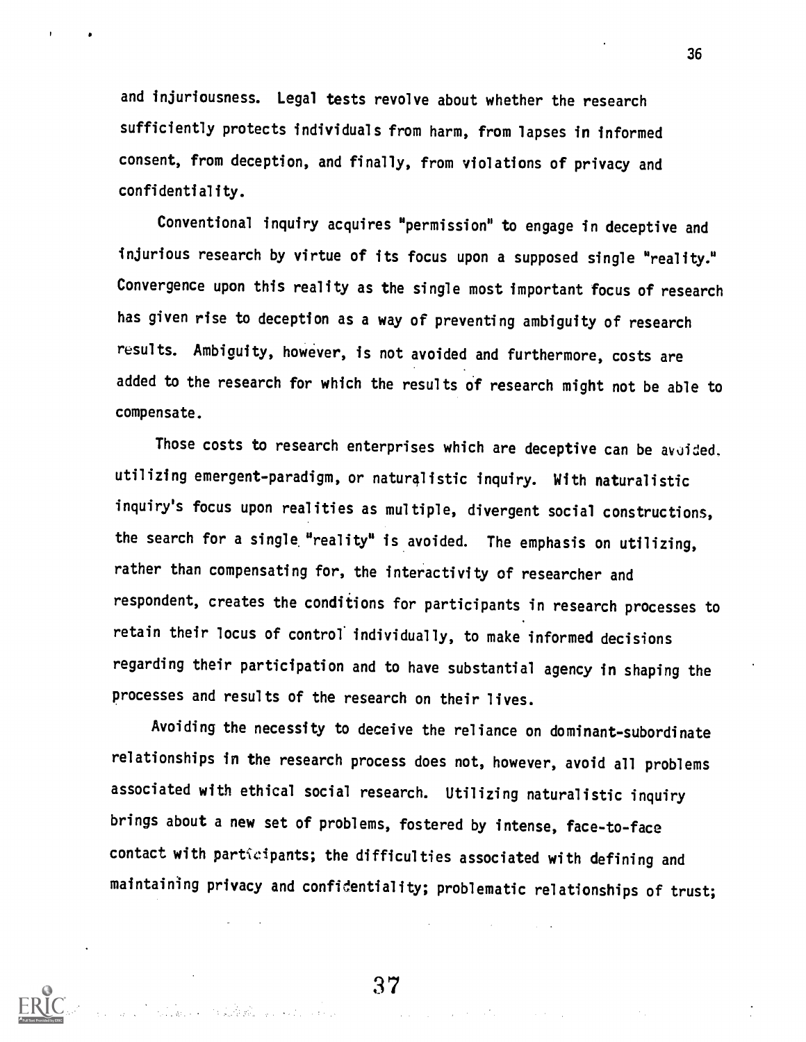and injuriousness. Legal tests revolve about whether the research sufficiently protects individuals from harm, from lapses in informed consent, from deception, and finally, from violations of privacy and confidentiality.

Conventional inquiry acquires "permission" to engage in deceptive and injurious research by virtue of its focus upon a supposed single "reality." Convergence upon this reality as the single most important focus of research has given rise to deception as a way of preventing ambiguity of research results. Ambiguity, however, is not avoided and furthermore, costs are added to the research for which the results of research might not be able to compensate.

Those costs to research enterprises which are deceptive can be avoided. utilizing emergent-paradigm, or naturalistic inquiry. With naturalistic inquiry's focus upon realities as multiple, divergent social constructions, the search for a single "reality" is avoided. The emphasis on utilizing, rather than compensating for, the interactivity of researcher and respondent, creates the conditions for participants in research processes to retain their locus of control individually, to make informed decisions regarding their participation and to have substantial agency in shaping the processes and results of the research on their lives.

Avoiding the necessity to deceive the reliance on dominant-subordinate relationships in the research process does not, however, avoid all problems associated with ethical social research. Utilizing naturalistic inquiry brings about a new set of problems, fostered by intense, face-to-face contact with participants; the difficulties associated with defining and maintaining privacy and confidentiality; problematic relationships of trust;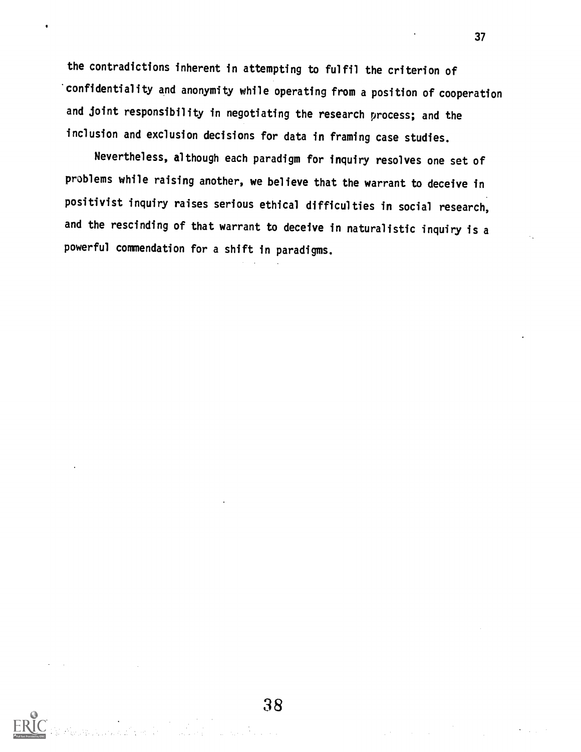the contradictions inherent in attempting to fulfil the criterion of confidentiality and anonymity while operating from a position of cooperation and joint responsibility in negotiating the research process; and the inclusion and exclusion decisions for data in framing case studies.

Nevertheless, although each paradigm for inquiry resolves one set of problems while raising another, we believe that the warrant to deceive in positivist inquiry raises serious ethical difficulties in social research, and the rescinding of that warrant to deceive in naturalistic inquiry is a powerful commendation for a shift in paradigms.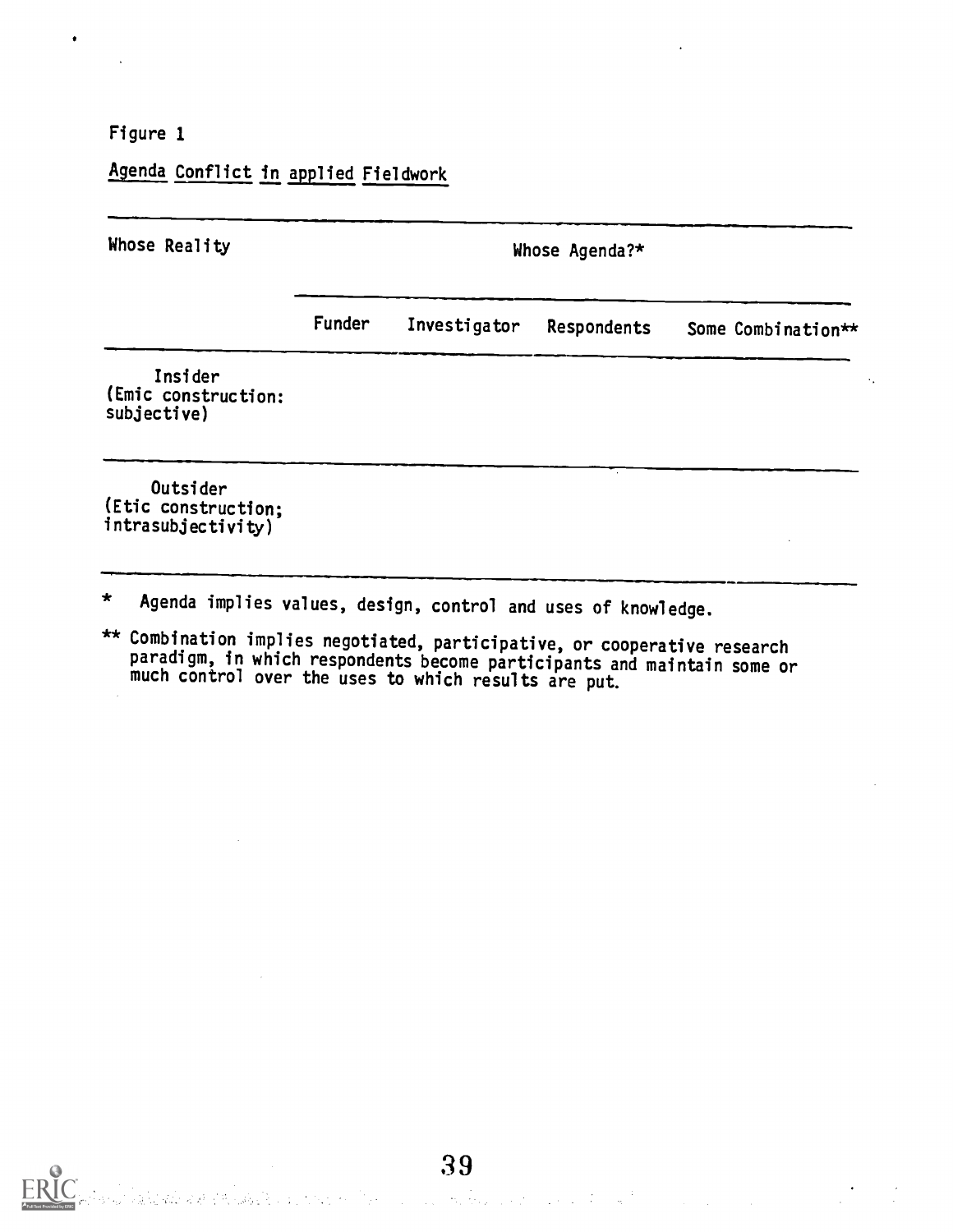Figure 1

Agenda Conflict in applied Fieldwork

| Whose Reality | Whose Agenda?* | | | |
|---|---|---|---|---|
| | Funder | Investigator | Respondents | Some Combination** |
| Insider (Emic construction: subjective) | | | | |
| Outsider (Etic construction; intrasubjectivity) | | | | |

\* Agenda implies values, design, control and uses of knowledge.

\** Combination implies negotiated, participative, or cooperative research paradigm, in which respondents become participants and maintain some or much control over the uses to which results are put.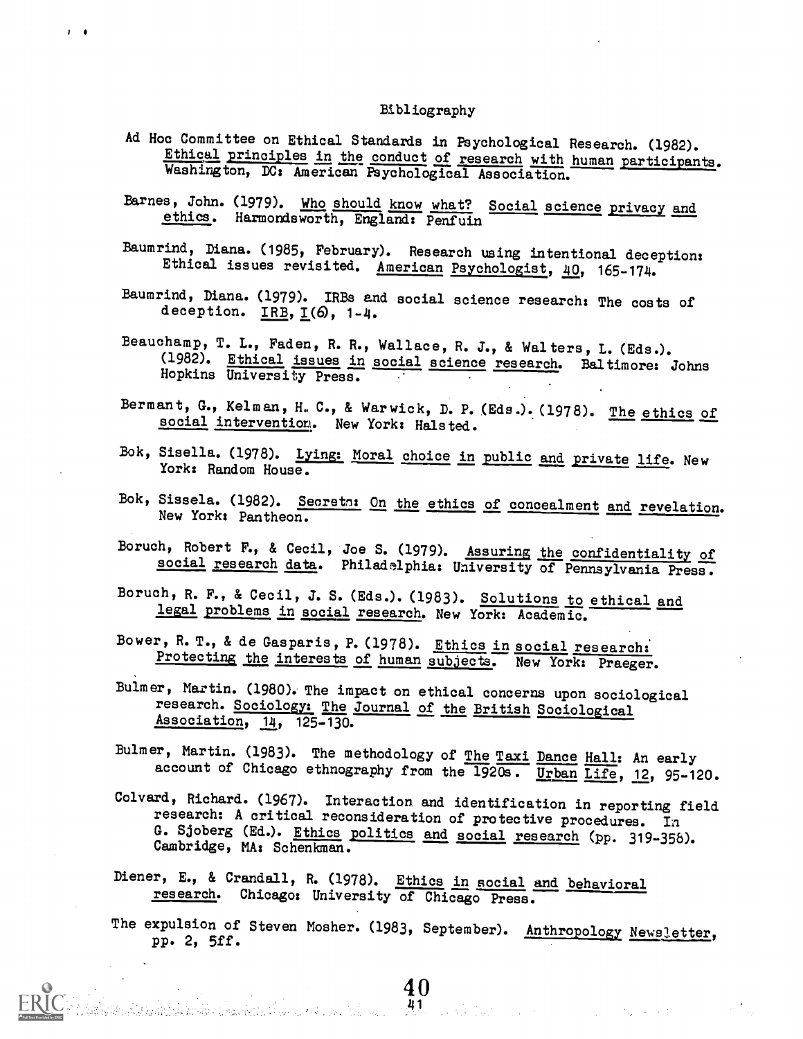## Bibliography

Ad Hoc Committee on Ethical Standards in Psychological Research. (1982). _Ethical principles in the conduct of research with human participants_. Washington, DC: American Psychological Association.

Barnes, John. (1979). _Who should know what? Social science privacy and ethics_. Harmondsworth, England: Penfuin

Baumrind, Diana. (1985, February). Research using intentional deception: Ethical issues revisited. _American Psychologist_, _40_, 165-174.

Baumrind, Diana. (1979). IRBs and social science research: The costs of deception. _IRB_, _I_(6), 1-4.

Beauchamp, T. L., Faden, R. R., Wallace, R. J., & Walters, L. (Eds.). (1982). _Ethical issues in social science research_. Baltimore: Johns Hopkins University Press.

Bermant, G., Kelman, H. C., & Warwick, D. P. (Eds.). (1978). _The ethics of social intervention_. New York: Halsted.

Bok, Sisella. (1978). _Lying: Moral choice in public and private life_. New York: Random House.

Bok, Sissela. (1982). _Secrets: On the ethics of concealment and revelation_. New York: Pantheon.

Boruch, Robert F., & Cecil, Joe S. (1979). _Assuring the confidentiality of social research data_. Philadelphia: University of Pennsylvania Press.

Boruch, R. F., & Cecil, J. S. (Eds.). (1983). _Solutions to ethical and legal problems in social research_. New York: Academic.

Bower, R. T., & de Gasparis, P. (1978). _Ethics in social research: Protecting the interests of human subjects_. New York: Praeger.

Bulmer, Martin. (1980). The impact on ethical concerns upon sociological research. _Sociology: The Journal of the British Sociological Association_, _14_, 125-130.

Bulmer, Martin. (1983). The methodology of _The Taxi Dance Hall_: An early account of Chicago ethnography from the 1920s. _Urban Life_, _12_, 95-120.

Colvard, Richard. (1967). Interaction and identification in reporting field research: A critical reconsideration of protective procedures. In G. Sjoberg (Ed.). _Ethics politics and social research_ (pp. 319-358). Cambridge, MA: Schenkman.

Diener, E., & Crandall, R. (1978). _Ethics in social and behavioral research_. Chicago: University of Chicago Press.

The expulsion of Steven Mosher. (1983, September). _Anthropology Newsletter_, pp. 2, 5ff.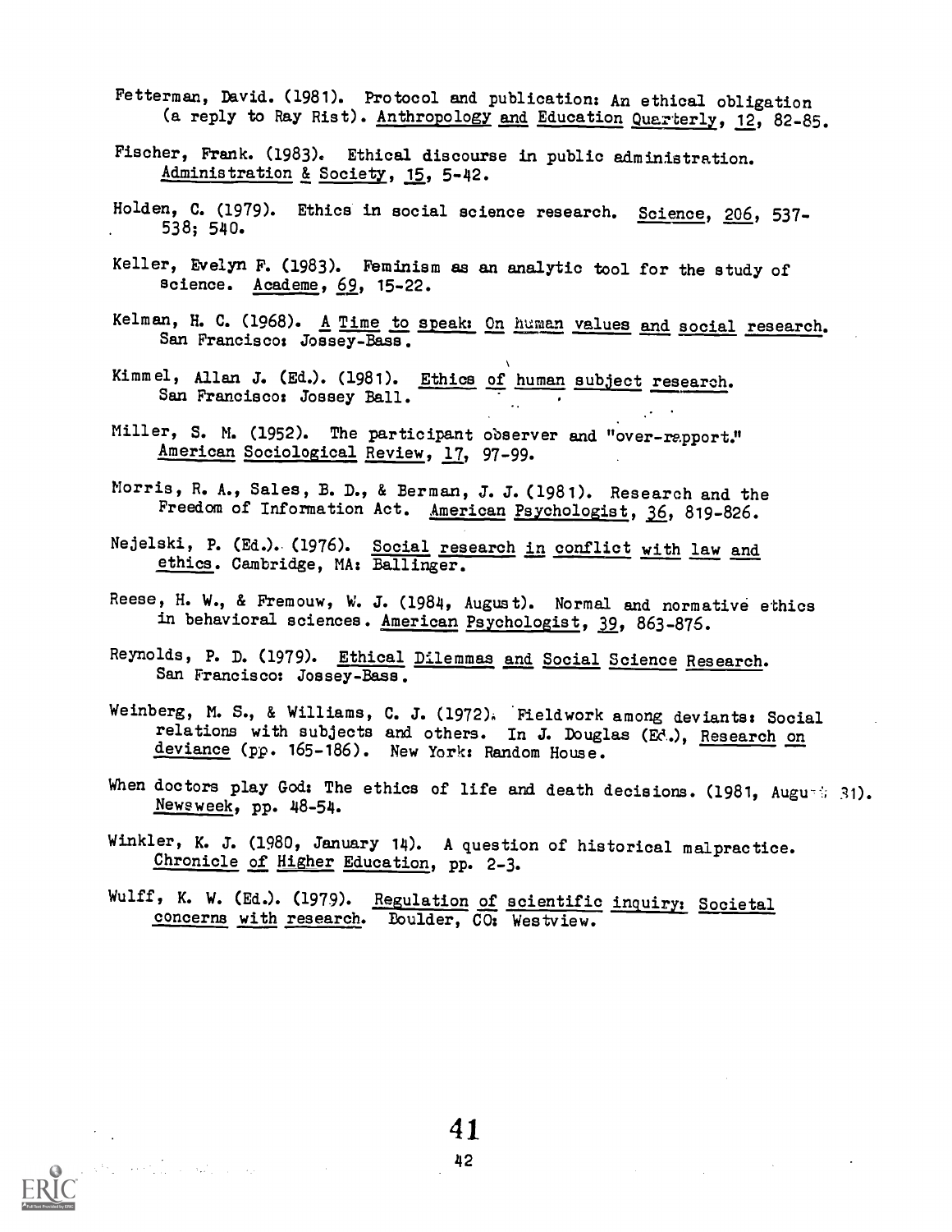Fetterman, David. (1981). Protocol and publication: An ethical obligation (a reply to Ray Rist). Anthropology and Education Quarterly, 12, 82-85.

Fischer, Frank. (1983). Ethical discourse in public administration. Administration & Society, 15, 5-42.

Holden, C. (1979). Ethics in social science research. Science, 206, 537-538; 540.

Keller, Evelyn F. (1983). Feminism as an analytic tool for the study of science. Academe, 69, 15-22.

Kelman, H. C. (1968). A Time to speak: On human values and social research. San Francisco: Jossey-Bass.

Kimmel, Allan J. (Ed.). (1981). Ethics of human subject research. San Francisco: Jossey Ball.

Miller, S. M. (1952). The participant observer and "over-rapport." American Sociological Review, 17, 97-99.

Morris, R. A., Sales, B. D., & Berman, J. J. (1981). Research and the Freedom of Information Act. American Psychologist, 36, 819-826.

Nejelski, P. (Ed.). (1976). Social research in conflict with law and ethics. Cambridge, MA: Ballinger.

Reese, H. W., & Fremouw, W. J. (1984, August). Normal and normative ethics in behavioral sciences. American Psychologist, 39, 863-876.

Reynolds, P. D. (1979). Ethical Dilemmas and Social Science Research. San Francisco: Jossey-Bass.

Weinberg, M. S., & Williams, C. J. (1972). Fieldwork among deviants: Social relations with subjects and others. In J. Douglas (Ed.), Research on deviance (pp. 165-186). New York: Random House.

When doctors play God: The ethics of life and death decisions. (1981, August 31). Newsweek, pp. 48-54.

Winkler, K. J. (1980, January 14). A question of historical malpractice. Chronicle of Higher Education, pp. 2-3.

Wulff, K. W. (Ed.). (1979). Regulation of scientific inquiry: Societal concerns with research. Boulder, CO: Westview.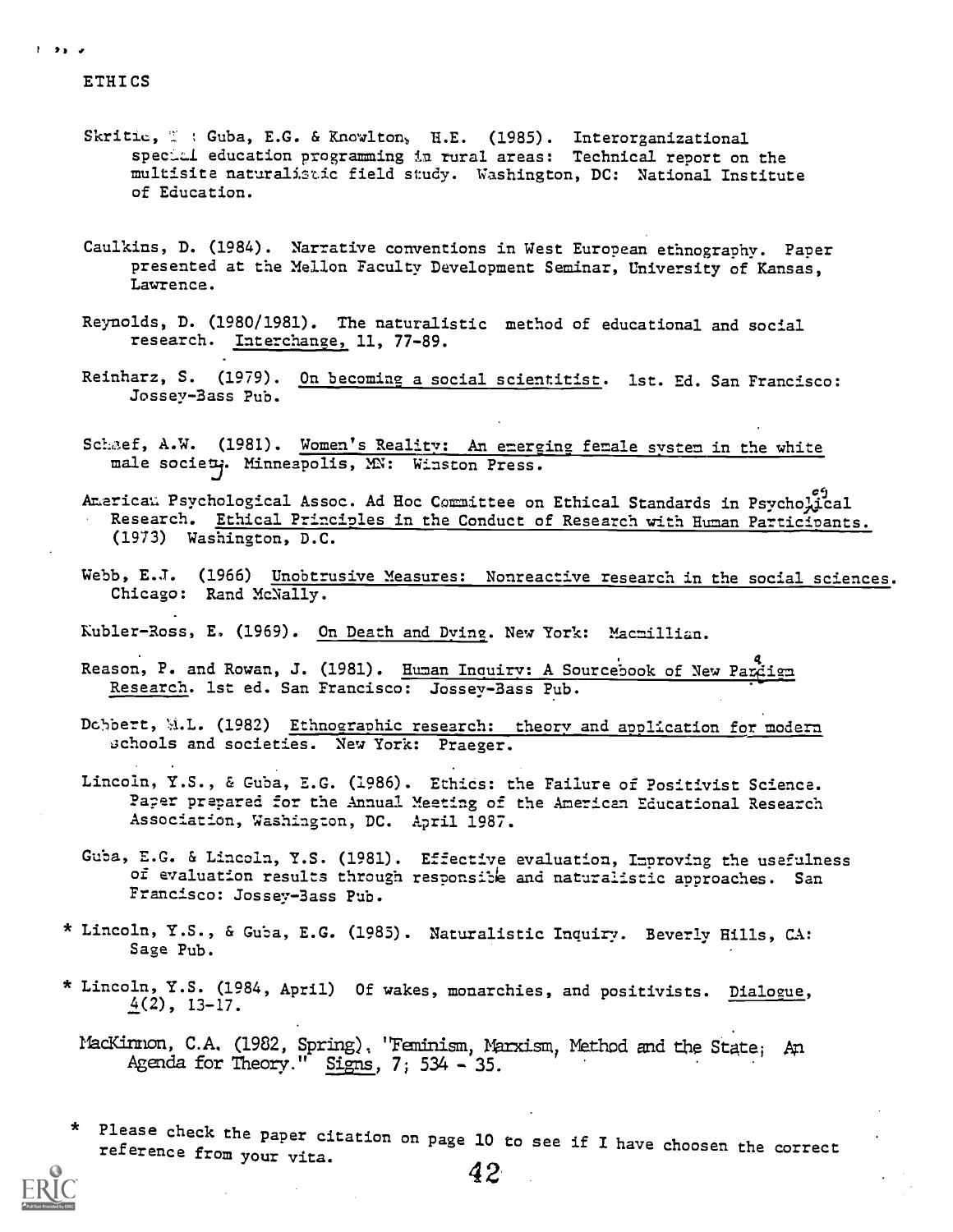ETHICS

Skritic, T.; Guba, E.G. & Knowlton, H.E. (1985). Interorganizational special education programming in rural areas: Technical report on the multisite naturalistic field study. Washington, DC: National Institute of Education.

Caulkins, D. (1984). Narrative conventions in West European ethnography. Paper presented at the Mellon Faculty Development Seminar, University of Kansas, Lawrence.

Reynolds, D. (1980/1981). The naturalistic method of educational and social research. Interchange, 11, 77-89.

Reinharz, S. (1979). On becoming a social scientitist. 1st. Ed. San Francisco: Jossey-Bass Pub.

Schaef, A.W. (1981). Women's Reality: An emerging female system in the white male society. Minneapolis, MN: Winston Press.

American Psychological Assoc. Ad Hoc Committee on Ethical Standards in Psychological Research. Ethical Principles in the Conduct of Research with Human Participants. (1973) Washington, D.C.

Webb, E.J. (1966) Unobtrusive Measures: Nonreactive research in the social sciences. Chicago: Rand McNally.

Kubler-Ross, E. (1969). On Death and Dying. New York: Macmillian.

Reason, P. and Rowan, J. (1981). Human Inquiry: A Sourcebook of New Paradigm Research. 1st ed. San Francisco: Jossey-Bass Pub.

Dobbert, M.L. (1982) Ethnographic research: theory and application for modern schools and societies. New York: Praeger.

Lincoln, Y.S., & Guba, E.G. (1986). Ethics: the Failure of Positivist Science. Paper prepared for the Annual Meeting of the American Educational Research Association, Washington, DC. April 1987.

Guba, E.G. & Lincoln, Y.S. (1981). Effective evaluation, Improving the usefulness of evaluation results through responsible and naturalistic approaches. San Francisco: Jossey-Bass Pub.

* Lincoln, Y.S., & Guba, E.G. (1985). Naturalistic Inquiry. Beverly Hills, CA: Sage Pub.

* Lincoln, Y.S. (1984, April) Of wakes, monarchies, and positivists. Dialogue, 4(2), 13-17.

MacKinnon, C.A. (1982, Spring). "Feminism, Marxism, Method and the State; An Agenda for Theory." Signs, 7; 534 - 35.

* Please check the paper citation on page 10 to see if I have choosen the correct reference from your vita.